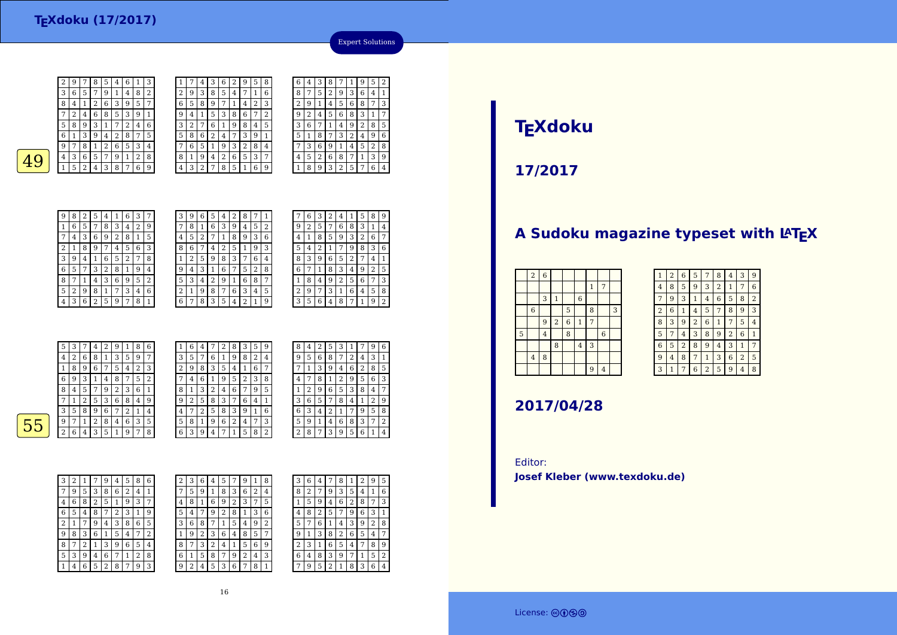Expert Solutions

**49**

| 2 | 9 | 7 | 8 | 5 | 4 | 6 | 1 | 3 |
|---|---|---|---|---|---|---|---|---|
| 3 | 6 | 5 | 7 | 9 | 1 | 4 | 8 | 2 |
| 8 | 4 | 1 | 2 | 6 | 3 | 9 | 5 | 7 |
| 7 | 2 | 4 | 6 | 8 | 5 | 3 | 9 | 1 |
| 5 | 8 | 9 | 3 | 1 | 7 | 2 | 4 | 6 |
| 6 | 1 | 3 | 9 | 4 | 2 | 8 | 7 | 5 |
| 9 | 7 | 8 | 1 | 2 | 6 | 5 | 3 | 4 |
| 4 | 3 | 6 | 5 | 7 | 9 | 1 | 2 | 8 |
| 1 | 5 | 2 | 4 | 3 | 8 | 7 | 6 | 9 |

| 1 | 7 | 4 | 3 | 6 | 2 | 9 | 5 | 8 |
|---|---|---|---|---|---|---|---|---|
| 2 | 9 | 3 | 8 | 5 | 4 | 7 | 1 | 6 |
| 6 | 5 | 8 | 9 | 7 | 1 | 4 | 2 | 3 |
| 9 | 4 | 1 | 5 | 3 | 8 | 6 | 7 | 2 |
| 3 | 2 | 7 | 6 | 1 | 9 | 8 | 4 | 5 |
| 5 | 8 | 6 | 2 | 4 | 7 | 3 | 9 | 1 |
| 7 | 6 | 5 | 1 | 9 | 3 | 2 | 8 | 4 |
| 8 | 1 | 9 | 4 | 2 | 6 | 5 | 3 | 7 |
| 4 | 3 | 2 | 7 | 8 | 5 | 1 | 6 | 9 |

| 6 | 4 | 3 | 8 | 7 | 1 | 9 | 5 | 2 |
|---|---|---|---|---|---|---|---|---|
| 8 | 7 | 5 | 2 | 9 | 3 | 6 | 4 | 1 |
| 2 | 9 | 1 | 4 | 5 | 6 | 8 | 7 | 3 |
| 9 | 2 | 4 | 5 | 6 | 8 | 3 | 1 | 7 |
| 3 | 6 | 7 | 1 | 4 | 9 | 2 | 8 | 5 |
| 5 | 1 | 8 | 7 | 3 | 2 | 4 | 9 | 6 |
| 7 | 3 | 6 | 9 | 1 | 4 | 5 | 2 | 8 |
| 4 | 5 | 2 | 6 | 8 | 7 | 1 | 3 | 9 |
| 1 | 8 | 9 | 3 | 2 | 5 | 7 | 6 | 4 |

| 9 | 8 | 2 | 5 | 4 | 1 | 6 | 3 | 7 |
|---|---|---|---|---|---|---|---|---|
| 1 | 6 | 5 | 7 | 8 | 3 | 4 | 2 | 9 |
| 7 | 4 | 3 | 6 | 9 | 2 | 8 | 1 | 5 |
| 2 | 1 | 8 | 9 | 7 | 4 | 5 | 6 | 3 |
| 3 | 9 | 4 | 1 | 6 | 5 | 2 | 7 | 8 |
| 6 | 5 | 7 | 3 | 2 | 8 | 1 | 9 | 4 |
| 8 | 7 | 1 | 4 | 3 | 6 | 9 | 5 | 2 |
| 5 | 2 | 9 | 8 | 1 | 7 | 3 | 4 | 6 |
| 4 | 3 | 6 | 2 | 5 | 9 | 7 | 8 | 1 |

| 3 | 9 | 6 | 5 | 4 | 2 | 8 | 7 | 1 |
|---|---|---|---|---|---|---|---|---|
| 7 | 8 | 1 | 6 | 3 | 9 | 4 | 5 | 2 |
| 4 | 5 | 2 | 7 | 1 | 8 | 9 | 3 | 6 |
| 8 | 6 | 7 | 4 | 2 | 5 | 1 | 9 | 3 |
| 1 | 2 | 5 | 9 | 8 | 3 | 7 | 6 | 4 |
| 9 | 4 | 3 | 1 | 6 | 7 | 5 | 2 | 8 |
| 5 | 3 | 4 | 2 | 9 | 1 | 6 | 8 | 7 |
| 2 | 1 | 9 | 8 | 7 | 6 | 3 | 4 | 5 |
| 6 | 7 | 8 | 3 | 5 | 4 | 2 | 1 | 9 |

| 7 | 6 | 3 | 2 | 4 | 1 | 5 | 8 | 9 |
|---|---|---|---|---|---|---|---|---|
| 9 | 2 | 5 | 7 | 6 | 8 | 3 | 1 | 4 |
| 4 | 1 | 8 | 5 | 9 | 3 | 2 | 6 | 7 |
| 5 | 4 | 2 | 1 | 7 | 9 | 8 | 3 | 6 |
| 8 | 3 | 9 | 6 | 5 | 2 | 7 | 4 | 1 |
| 6 | 7 | 1 | 8 | 3 | 4 | 9 | 2 | 5 |
| 1 | 8 | 4 | 9 | 2 | 5 | 6 | 7 | 3 |
| 2 | 9 | 7 | 3 | 1 | 6 | 4 | 5 | 8 |
| 3 | 5 | 6 | 4 | 8 | 7 | 1 | 9 | 2 |

**55**

| 5 | 3 | 7 | 4 | 2 | 9 | 1 | 8 | 6 |
|---|---|---|---|---|---|---|---|---|
| 4 | 2 | 6 | 8 | 1 | 3 | 5 | 9 | 7 |
| 1 | 8 | 9 | 6 | 7 | 5 | 4 | 2 | 3 |
| 6 | 9 | 3 | 1 | 4 | 8 | 7 | 5 | 2 |
| 8 | 4 | 5 | 7 | 9 | 2 | 3 | 6 | 1 |
| 7 | 1 | 2 | 5 | 3 | 6 | 8 | 4 | 9 |
| 3 | 5 | 8 | 9 | 6 | 7 | 2 | 1 | 4 |
| 9 | 7 | 1 | 2 | 8 | 4 | 6 | 3 | 5 |
| 2 | 6 | 4 | 3 | 5 | 1 | 9 | 7 | 8 |

| 1 | 6 | 4 | 7 | 2 | 8 | 3 | 5 | 9 |
|---|---|---|---|---|---|---|---|---|
| 3 | 5 | 7 | 6 | 1 | 9 | 8 | 2 | 4 |
| 2 | 9 | 8 | 3 | 5 | 4 | 1 | 6 | 7 |
| 7 | 4 | 6 | 1 | 9 | 5 | 2 | 3 | 8 |
| 8 | 1 | 3 | 2 | 4 | 6 | 7 | 9 | 5 |
| 9 | 2 | 5 | 8 | 3 | 7 | 6 | 4 | 1 |
| 4 | 7 | 2 | 5 | 8 | 3 | 9 | 1 | 6 |
| 5 | 8 | 1 | 9 | 6 | 2 | 4 | 7 | 3 |
| 6 | 3 | 9 | 4 | 7 | 1 | 5 | 8 | 2 |

| 8 | 4 | 2 | 5 | 3 | 1 | 7 | 9 | 6 |
|---|---|---|---|---|---|---|---|---|
| 9 | 5 | 6 | 8 | 7 | 2 | 4 | 3 | 1 |
| 7 | 1 | 3 | 9 | 4 | 6 | 2 | 8 | 5 |
| 4 | 7 | 8 | 1 | 2 | 9 | 5 | 6 | 3 |
| 1 | 2 | 9 | 6 | 5 | 3 | 8 | 4 | 7 |
| 3 | 6 | 5 | 7 | 8 | 4 | 1 | 2 | 9 |
| 6 | 3 | 4 | 2 | 1 | 7 | 9 | 5 | 8 |
| 5 | 9 | 1 | 4 | 6 | 8 | 3 | 7 | 2 |
| 2 | 8 | 7 | 3 | 9 | 5 | 6 | 1 | 4 |

| 3 | 2 | 1 | 7 | 9 | 4 | 5 | 8 | 6 |
|---|---|---|---|---|---|---|---|---|
| 7 | 9 | 5 | 3 | 8 | 6 | 2 | 4 | 1 |
| 4 | 6 | 8 | 2 | 5 | 1 | 9 | 3 | 7 |
| 6 | 5 | 4 | 8 | 7 | 2 | 3 | 1 | 9 |
| 2 | 1 | 7 | 9 | 4 | 3 | 8 | 6 | 5 |
| 9 | 8 | 3 | 6 | 1 | 5 | 4 | 7 | 2 |
| 8 | 7 | 2 | 1 | 3 | 9 | 6 | 5 | 4 |
| 5 | 3 | 9 | 4 | 6 | 7 | 1 | 2 | 8 |
| 1 | 4 | 6 | 5 | 2 | 8 | 7 | 9 | 3 |

| 2 | 3 | 6 | 4 | 5 | 7 | 9 | 1 | 8 |
|---|---|---|---|---|---|---|---|---|
| 7 | 5 | 9 | 1 | 8 | 3 | 6 | 2 | 4 |
| 4 | 8 | 1 | 6 | 9 | 2 | 3 | 7 | 5 |
| 5 | 4 | 7 | 9 | 2 | 8 | 1 | 3 | 6 |
| 3 | 6 | 8 | 7 | 1 | 5 | 4 | 9 | 2 |
| 1 | 9 | 2 | 3 | 6 | 4 | 8 | 5 | 7 |
| 8 | 7 | 3 | 2 | 4 | 1 | 5 | 6 | 9 |
| 6 | 1 | 5 | 8 | 7 | 9 | 2 | 4 | 3 |
| 9 | 2 | 4 | 5 | 3 | 6 | 7 | 8 | 1 |

| 3 | 6 | 4 | 7 | 8 | 1 | 2 | 9 | 5 |
|---|---|---|---|---|---|---|---|---|
| 8 | 2 | 7 | 9 | 3 | 5 | 4 | 1 | 6 |
| 1 | 5 | 9 | 4 | 6 | 2 | 8 | 7 | 3 |
| 4 | 8 | 2 | 5 | 7 | 9 | 6 | 3 | 1 |
| 5 | 7 | 6 | 1 | 4 | 3 | 9 | 2 | 8 |
| 9 | 1 | 3 | 8 | 2 | 6 | 5 | 4 | 7 |
| 2 | 3 | 1 | 6 | 5 | 4 | 7 | 8 | 9 |
| 6 | 4 | 8 | 3 | 9 | 7 | 1 | 5 | 2 |
| 7 | 9 | 5 | 2 | 1 | 8 | 3 | 6 | 4 |

# TEXdoku

## 17/2017

## A Sudoku magazine typeset with LATEX

|   | 2 | 6 |   |   |   |   |   |   |
|---|---|---|---|---|---|---|---|---|
|   |   |   |   |   |   | 1 | 7 |   |
|   |   | 3 | 1 |   | 6 |   |   |   |
|   | 6 |   |   | 5 |   | 8 |   | 3 |
|   |   | 9 | 2 | 6 | 1 | 7 |   |   |
| 5 |   | 4 |   | 8 |   |   | 6 |   |
|   |   |   | 8 |   | 4 | 3 |   |   |
|   | 4 | 8 |   |   |   |   |   |   |
|   |   |   |   |   |   | 9 | 4 |   |

| 1 | 2 | 6 | 5 | 7 | 8 | 4 | 3 | 9 |
|---|---|---|---|---|---|---|---|---|
| 4 | 8 | 5 | 9 | 3 | 2 | 1 | 7 | 6 |
| 7 | 9 | 3 | 1 | 4 | 6 | 5 | 8 | 2 |
| 2 | 6 | 1 | 4 | 5 | 7 | 8 | 9 | 3 |
| 8 | 3 | 9 | 2 | 6 | 1 | 7 | 5 | 4 |
| 5 | 7 | 4 | 3 | 8 | 9 | 2 | 6 | 1 |
| 6 | 5 | 2 | 8 | 9 | 4 | 3 | 1 | 7 |
| 9 | 4 | 8 | 7 | 1 | 3 | 6 | 2 | 5 |
| 3 | 1 | 7 | 6 | 2 | 5 | 9 | 4 | 8 |

## 2017/04/28

Editor:
**Josef Kleber (www.texdoku.de)**

License: CC BY-NC-SA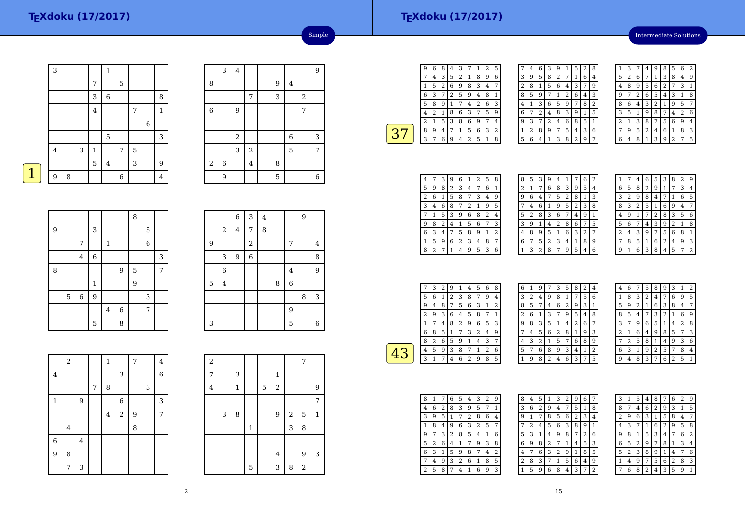# TEXdoku (17/2017)

Simple

## 1

| | | | | | | | | |
|---|---|---|---|---|---|---|---|---|
| 3 | | | | 1 | | | | |
| | | | 7 | | 5 | | | |
| | | | 3 | 6 | | | | 8 |
| | | | 4 | | | 7 | | 1 |
| | | | | | | | 6 | |
| | | | | 5 | | | | 3 |
| 4 | | 3 | 1 | | 7 | 5 | | |
| | | | 5 | 4 | | 3 | | 9 |
| 9 | 8 | | | | 6 | | | 4 |

| | | | | | | | | |
|---|---|---|---|---|---|---|---|---|
| | 3 | 4 | | | | | | 9 |
| 8 | | | | | 9 | 4 | | |
| | | | 7 | | 3 | | 2 | |
| 6 | | 9 | | | | | 7 | |
| | | | | | | | | |
| | | 2 | | | | 6 | | 3 |
| | | 3 | 2 | | | 5 | | 7 |
| 2 | 6 | | 4 | | 8 | | | |
| | 9 | | | | 5 | | | 6 |

| | | | | | | | | |
|---|---|---|---|---|---|---|---|---|
| | | | | | | 8 | | |
| 9 | | | 3 | | | | 5 | |
| | | 7 | | 1 | | | 6 | |
| | | 4 | 6 | | | | | 3 |
| 8 | | | | | 9 | 5 | | 7 |
| | | | 1 | | | 9 | | |
| | 5 | 6 | 9 | | | | 3 | |
| | | | | 4 | 6 | | 7 | |
| | | | 5 | | 8 | | | |

| | | | | | | | | |
|---|---|---|---|---|---|---|---|---|
| | | 6 | 3 | 4 | | | 9 | |
| | 2 | 4 | 7 | 8 | | | | |
| 9 | | | 2 | | | 7 | | 4 |
| | 3 | 9 | 6 | | | | | 8 |
| | 6 | | | | | 4 | | 9 |
| 5 | 4 | | | | 8 | 6 | | |
| | | | | | | | 8 | 3 |
| | | | | | | 9 | | |
| 3 | | | | | | 5 | | 6 |

| | | | | | | | | |
|---|---|---|---|---|---|---|---|---|
| | 2 | | | 1 | | 7 | | 4 |
| 4 | | | | | 3 | | | 6 |
| | | | 7 | 8 | | | 3 | |
| 1 | | 9 | | | 6 | | | 3 |
| | | | | 4 | 2 | 9 | | 7 |
| | 4 | | | | | 8 | | |
| 6 | | 4 | | | | | | |
| 9 | 8 | | | | | | | |
| | 7 | 3 | | | | | | |

| | | | | | | | | |
|---|---|---|---|---|---|---|---|---|
| 2 | | | | | | | 7 | |
| 7 | | 3 | | | 1 | | | |
| 4 | | 1 | | 5 | 2 | | | 9 |
| | | | | | | | | 7 |
| | 3 | 8 | | | 9 | 2 | 5 | 1 |
| | | | 1 | | | 3 | 8 | |
| | | | | | | | | |
| | | | | | 4 | | 9 | 3 |
| | | | 5 | | 3 | 8 | 2 | |

# TEXdoku (17/2017)

Intermediate Solutions

## 37

| | | | | | | | | |
|---|---|---|---|---|---|---|---|---|
| 9 | 6 | 8 | 4 | 3 | 7 | 1 | 2 | 5 |
| 7 | 4 | 3 | 5 | 2 | 1 | 8 | 9 | 6 |
| 1 | 5 | 2 | 6 | 9 | 8 | 3 | 4 | 7 |
| 6 | 3 | 7 | 2 | 5 | 9 | 4 | 8 | 1 |
| 5 | 8 | 9 | 1 | 7 | 4 | 2 | 6 | 3 |
| 4 | 2 | 1 | 8 | 6 | 3 | 7 | 5 | 9 |
| 2 | 1 | 5 | 3 | 8 | 6 | 9 | 7 | 4 |
| 8 | 9 | 4 | 7 | 1 | 5 | 6 | 3 | 2 |
| 3 | 7 | 6 | 9 | 4 | 2 | 5 | 1 | 8 |

| | | | | | | | | |
|---|---|---|---|---|---|---|---|---|
| 7 | 4 | 6 | 3 | 9 | 1 | 5 | 2 | 8 |
| 3 | 9 | 5 | 8 | 2 | 7 | 1 | 6 | 4 |
| 2 | 8 | 1 | 5 | 6 | 4 | 3 | 7 | 9 |
| 8 | 5 | 9 | 7 | 1 | 2 | 6 | 4 | 3 |
| 4 | 1 | 3 | 6 | 5 | 9 | 7 | 8 | 2 |
| 6 | 7 | 2 | 4 | 8 | 3 | 9 | 1 | 5 |
| 9 | 3 | 7 | 2 | 4 | 6 | 8 | 5 | 1 |
| 1 | 2 | 8 | 9 | 7 | 5 | 4 | 3 | 6 |
| 5 | 6 | 4 | 1 | 3 | 8 | 2 | 9 | 7 |

| | | | | | | | | |
|---|---|---|---|---|---|---|---|---|
| 1 | 3 | 7 | 4 | 9 | 8 | 5 | 6 | 2 |
| 5 | 2 | 6 | 7 | 1 | 3 | 8 | 4 | 9 |
| 4 | 8 | 9 | 5 | 6 | 2 | 7 | 3 | 1 |
| 9 | 7 | 2 | 6 | 5 | 4 | 3 | 1 | 8 |
| 8 | 6 | 4 | 3 | 2 | 1 | 9 | 5 | 7 |
| 3 | 5 | 1 | 9 | 8 | 7 | 4 | 2 | 6 |
| 2 | 1 | 3 | 8 | 7 | 5 | 6 | 9 | 4 |
| 7 | 9 | 5 | 2 | 4 | 6 | 1 | 8 | 3 |
| 6 | 4 | 8 | 1 | 3 | 9 | 2 | 7 | 5 |

| | | | | | | | | |
|---|---|---|---|---|---|---|---|---|
| 4 | 7 | 3 | 9 | 6 | 1 | 2 | 5 | 8 |
| 5 | 9 | 8 | 2 | 3 | 4 | 7 | 6 | 1 |
| 2 | 6 | 1 | 5 | 8 | 7 | 3 | 4 | 9 |
| 3 | 4 | 6 | 8 | 7 | 2 | 1 | 9 | 5 |
| 7 | 1 | 5 | 3 | 9 | 6 | 8 | 2 | 4 |
| 9 | 8 | 2 | 4 | 1 | 5 | 6 | 7 | 3 |
| 6 | 3 | 4 | 7 | 5 | 8 | 9 | 1 | 2 |
| 1 | 5 | 9 | 6 | 2 | 3 | 4 | 8 | 7 |
| 8 | 2 | 7 | 1 | 4 | 9 | 5 | 3 | 6 |

| | | | | | | | | |
|---|---|---|---|---|---|---|---|---|
| 8 | 5 | 3 | 9 | 4 | 1 | 7 | 6 | 2 |
| 2 | 1 | 7 | 6 | 8 | 3 | 9 | 5 | 4 |
| 9 | 6 | 4 | 7 | 5 | 2 | 8 | 1 | 3 |
| 7 | 4 | 6 | 1 | 9 | 5 | 2 | 3 | 8 |
| 5 | 2 | 8 | 3 | 6 | 7 | 4 | 9 | 1 |
| 3 | 9 | 1 | 4 | 2 | 8 | 6 | 7 | 5 |
| 4 | 8 | 9 | 5 | 1 | 6 | 3 | 2 | 7 |
| 6 | 7 | 5 | 2 | 3 | 4 | 1 | 8 | 9 |
| 1 | 3 | 2 | 8 | 7 | 9 | 5 | 4 | 6 |

| | | | | | | | | |
|---|---|---|---|---|---|---|---|---|
| 1 | 7 | 4 | 6 | 5 | 3 | 8 | 2 | 9 |
| 6 | 5 | 8 | 2 | 9 | 1 | 7 | 3 | 4 |
| 3 | 2 | 9 | 8 | 4 | 7 | 1 | 6 | 5 |
| 8 | 3 | 2 | 5 | 1 | 6 | 9 | 4 | 7 |
| 4 | 9 | 1 | 7 | 2 | 8 | 3 | 5 | 6 |
| 5 | 6 | 7 | 4 | 3 | 9 | 2 | 1 | 8 |
| 2 | 4 | 3 | 9 | 7 | 5 | 6 | 8 | 1 |
| 7 | 8 | 5 | 1 | 6 | 2 | 4 | 9 | 3 |
| 9 | 1 | 6 | 3 | 8 | 4 | 5 | 7 | 2 |

## 43

| | | | | | | | | |
|---|---|---|---|---|---|---|---|---|
| 7 | 3 | 2 | 9 | 1 | 4 | 5 | 6 | 8 |
| 5 | 6 | 1 | 2 | 3 | 8 | 7 | 9 | 4 |
| 9 | 4 | 8 | 7 | 5 | 6 | 3 | 1 | 2 |
| 2 | 9 | 3 | 6 | 4 | 5 | 8 | 7 | 1 |
| 1 | 7 | 4 | 8 | 2 | 9 | 6 | 5 | 3 |
| 6 | 8 | 5 | 1 | 7 | 3 | 2 | 4 | 9 |
| 8 | 2 | 6 | 5 | 9 | 1 | 4 | 3 | 7 |
| 4 | 5 | 9 | 3 | 8 | 7 | 1 | 2 | 6 |
| 3 | 1 | 7 | 4 | 6 | 2 | 9 | 8 | 5 |

| | | | | | | | | |
|---|---|---|---|---|---|---|---|---|
| 6 | 1 | 9 | 7 | 3 | 5 | 8 | 2 | 4 |
| 3 | 2 | 4 | 9 | 8 | 1 | 7 | 5 | 6 |
| 8 | 5 | 7 | 4 | 6 | 2 | 9 | 3 | 1 |
| 2 | 6 | 1 | 3 | 7 | 9 | 5 | 4 | 8 |
| 9 | 8 | 3 | 5 | 1 | 4 | 2 | 6 | 7 |
| 7 | 4 | 5 | 6 | 2 | 8 | 1 | 9 | 3 |
| 4 | 3 | 2 | 1 | 5 | 7 | 6 | 8 | 9 |
| 5 | 7 | 6 | 8 | 9 | 3 | 4 | 1 | 2 |
| 1 | 9 | 8 | 2 | 4 | 6 | 3 | 7 | 5 |

| | | | | | | | | |
|---|---|---|---|---|---|---|---|---|
| 4 | 6 | 7 | 5 | 8 | 9 | 3 | 1 | 2 |
| 1 | 8 | 3 | 2 | 4 | 7 | 6 | 9 | 5 |
| 5 | 9 | 2 | 1 | 6 | 3 | 8 | 4 | 7 |
| 8 | 5 | 4 | 7 | 3 | 2 | 1 | 6 | 9 |
| 3 | 7 | 9 | 6 | 5 | 1 | 4 | 2 | 8 |
| 2 | 1 | 6 | 4 | 9 | 8 | 5 | 7 | 3 |
| 7 | 2 | 5 | 8 | 1 | 4 | 9 | 3 | 6 |
| 6 | 3 | 1 | 9 | 2 | 5 | 7 | 8 | 4 |
| 9 | 4 | 8 | 3 | 7 | 6 | 2 | 5 | 1 |

| | | | | | | | | |
|---|---|---|---|---|---|---|---|---|
| 8 | 1 | 7 | 6 | 5 | 4 | 3 | 2 | 9 |
| 4 | 6 | 2 | 8 | 3 | 9 | 5 | 7 | 1 |
| 3 | 9 | 5 | 1 | 7 | 2 | 8 | 6 | 4 |
| 1 | 8 | 4 | 9 | 6 | 3 | 2 | 5 | 7 |
| 9 | 7 | 3 | 2 | 8 | 5 | 4 | 1 | 6 |
| 5 | 2 | 6 | 4 | 1 | 7 | 9 | 3 | 8 |
| 6 | 3 | 1 | 5 | 9 | 8 | 7 | 4 | 2 |
| 7 | 4 | 9 | 3 | 2 | 6 | 1 | 8 | 5 |
| 2 | 5 | 8 | 7 | 4 | 1 | 6 | 9 | 3 |

| | | | | | | | | |
|---|---|---|---|---|---|---|---|---|
| 8 | 4 | 5 | 1 | 3 | 2 | 9 | 6 | 7 |
| 3 | 6 | 2 | 9 | 4 | 7 | 5 | 1 | 8 |
| 9 | 1 | 7 | 8 | 5 | 6 | 2 | 3 | 4 |
| 7 | 2 | 4 | 5 | 6 | 3 | 8 | 9 | 1 |
| 5 | 3 | 1 | 4 | 9 | 8 | 7 | 2 | 6 |
| 6 | 9 | 8 | 2 | 7 | 1 | 4 | 5 | 3 |
| 4 | 7 | 6 | 3 | 2 | 9 | 1 | 8 | 5 |
| 2 | 8 | 3 | 7 | 1 | 5 | 6 | 4 | 9 |
| 1 | 5 | 9 | 6 | 8 | 4 | 3 | 7 | 2 |

| | | | | | | | | |
|---|---|---|---|---|---|---|---|---|
| 3 | 1 | 5 | 4 | 8 | 7 | 6 | 2 | 9 |
| 8 | 7 | 4 | 6 | 2 | 9 | 3 | 1 | 5 |
| 2 | 9 | 6 | 3 | 1 | 5 | 8 | 4 | 7 |
| 4 | 3 | 7 | 1 | 6 | 2 | 9 | 5 | 8 |
| 9 | 8 | 1 | 5 | 3 | 4 | 7 | 6 | 2 |
| 6 | 5 | 2 | 9 | 7 | 8 | 1 | 3 | 4 |
| 5 | 2 | 3 | 8 | 9 | 1 | 4 | 7 | 6 |
| 1 | 4 | 9 | 7 | 5 | 6 | 2 | 8 | 3 |
| 7 | 6 | 8 | 2 | 4 | 3 | 5 | 9 | 1 |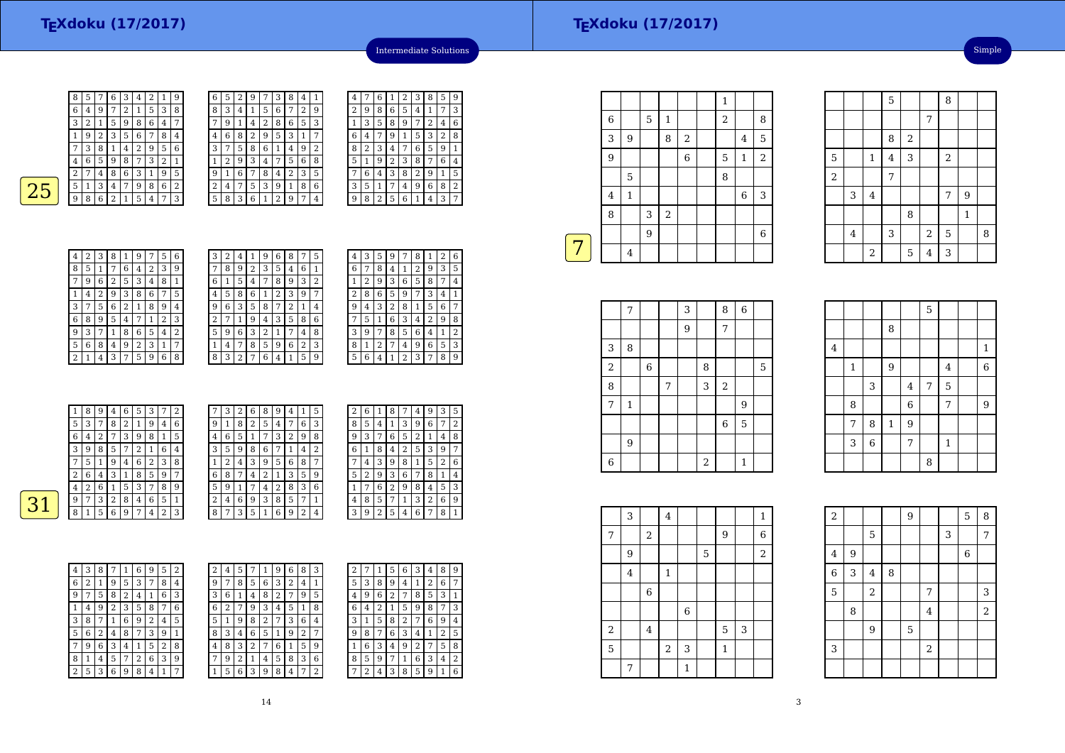## Intermediate Solutions

### 25

| 8 | 5 | 7 | 6 | 3 | 4 | 2 | 1 | 9 |
|---|---|---|---|---|---|---|---|---|
| 6 | 4 | 9 | 7 | 2 | 1 | 5 | 3 | 8 |
| 3 | 2 | 1 | 5 | 9 | 8 | 6 | 4 | 7 |
| 1 | 9 | 2 | 3 | 5 | 6 | 7 | 8 | 4 |
| 7 | 3 | 8 | 1 | 4 | 2 | 9 | 5 | 6 |
| 4 | 6 | 5 | 9 | 8 | 7 | 3 | 2 | 1 |
| 2 | 7 | 4 | 8 | 6 | 3 | 1 | 9 | 5 |
| 5 | 1 | 3 | 4 | 7 | 9 | 8 | 6 | 2 |
| 9 | 8 | 6 | 2 | 1 | 5 | 4 | 7 | 3 |

| 6 | 5 | 2 | 9 | 7 | 3 | 8 | 4 | 1 |
|---|---|---|---|---|---|---|---|---|
| 8 | 3 | 4 | 1 | 5 | 6 | 7 | 2 | 9 |
| 7 | 9 | 1 | 4 | 2 | 8 | 6 | 5 | 3 |
| 4 | 6 | 8 | 2 | 9 | 5 | 3 | 1 | 7 |
| 3 | 7 | 5 | 8 | 6 | 1 | 4 | 9 | 2 |
| 1 | 2 | 9 | 3 | 4 | 7 | 5 | 6 | 8 |
| 9 | 1 | 6 | 7 | 8 | 4 | 2 | 3 | 5 |
| 2 | 4 | 7 | 5 | 3 | 9 | 1 | 8 | 6 |
| 5 | 8 | 3 | 6 | 1 | 2 | 9 | 7 | 4 |

| 4 | 7 | 6 | 1 | 2 | 3 | 8 | 5 | 9 |
|---|---|---|---|---|---|---|---|---|
| 2 | 9 | 8 | 6 | 5 | 4 | 1 | 7 | 3 |
| 1 | 3 | 5 | 8 | 9 | 7 | 2 | 4 | 6 |
| 6 | 4 | 7 | 9 | 1 | 5 | 3 | 2 | 8 |
| 8 | 2 | 3 | 4 | 7 | 6 | 5 | 9 | 1 |
| 5 | 1 | 9 | 2 | 3 | 8 | 7 | 6 | 4 |
| 7 | 6 | 4 | 3 | 8 | 2 | 9 | 1 | 5 |
| 3 | 5 | 1 | 7 | 4 | 9 | 6 | 8 | 2 |
| 9 | 8 | 2 | 5 | 6 | 1 | 4 | 3 | 7 |

| 4 | 2 | 3 | 8 | 1 | 9 | 7 | 5 | 6 |
|---|---|---|---|---|---|---|---|---|
| 8 | 5 | 1 | 7 | 6 | 4 | 2 | 3 | 9 |
| 7 | 9 | 6 | 2 | 5 | 3 | 4 | 8 | 1 |
| 1 | 4 | 2 | 9 | 3 | 8 | 6 | 7 | 5 |
| 3 | 7 | 5 | 6 | 2 | 1 | 8 | 9 | 4 |
| 6 | 8 | 9 | 5 | 4 | 7 | 1 | 2 | 3 |
| 9 | 3 | 7 | 1 | 8 | 6 | 5 | 4 | 2 |
| 5 | 6 | 8 | 4 | 9 | 2 | 3 | 1 | 7 |
| 2 | 1 | 4 | 3 | 7 | 5 | 9 | 6 | 8 |

| 3 | 2 | 4 | 1 | 9 | 6 | 8 | 7 | 5 |
|---|---|---|---|---|---|---|---|---|
| 7 | 8 | 9 | 2 | 3 | 5 | 4 | 6 | 1 |
| 6 | 1 | 5 | 4 | 7 | 8 | 9 | 3 | 2 |
| 4 | 5 | 8 | 6 | 1 | 2 | 3 | 9 | 7 |
| 9 | 6 | 3 | 5 | 8 | 7 | 2 | 1 | 4 |
| 2 | 7 | 1 | 9 | 4 | 3 | 5 | 8 | 6 |
| 5 | 9 | 6 | 3 | 2 | 1 | 7 | 4 | 8 |
| 1 | 4 | 7 | 8 | 5 | 9 | 6 | 2 | 3 |
| 8 | 3 | 2 | 7 | 6 | 4 | 1 | 5 | 9 |

| 4 | 3 | 5 | 9 | 7 | 8 | 1 | 2 | 6 |
|---|---|---|---|---|---|---|---|---|
| 6 | 7 | 8 | 4 | 1 | 2 | 9 | 3 | 5 |
| 1 | 2 | 9 | 3 | 6 | 5 | 8 | 7 | 4 |
| 2 | 8 | 6 | 5 | 9 | 7 | 3 | 4 | 1 |
| 9 | 4 | 3 | 2 | 8 | 1 | 5 | 6 | 7 |
| 7 | 5 | 1 | 6 | 3 | 4 | 2 | 9 | 8 |
| 3 | 9 | 7 | 8 | 5 | 6 | 4 | 1 | 2 |
| 8 | 1 | 2 | 7 | 4 | 9 | 6 | 5 | 3 |
| 5 | 6 | 4 | 1 | 2 | 3 | 7 | 8 | 9 |

### 31

| 1 | 8 | 9 | 4 | 6 | 5 | 3 | 7 | 2 |
|---|---|---|---|---|---|---|---|---|
| 5 | 3 | 7 | 8 | 2 | 1 | 9 | 4 | 6 |
| 6 | 4 | 2 | 7 | 3 | 9 | 8 | 1 | 5 |
| 3 | 9 | 8 | 5 | 7 | 2 | 1 | 6 | 4 |
| 7 | 5 | 1 | 9 | 4 | 6 | 2 | 3 | 8 |
| 2 | 6 | 4 | 3 | 1 | 8 | 5 | 9 | 7 |
| 4 | 2 | 6 | 1 | 5 | 3 | 7 | 8 | 9 |
| 9 | 7 | 3 | 2 | 8 | 4 | 6 | 5 | 1 |
| 8 | 1 | 5 | 6 | 9 | 7 | 4 | 2 | 3 |

| 7 | 3 | 2 | 6 | 8 | 9 | 4 | 1 | 5 |
|---|---|---|---|---|---|---|---|---|
| 9 | 1 | 8 | 2 | 5 | 4 | 7 | 6 | 3 |
| 4 | 6 | 5 | 1 | 7 | 3 | 2 | 9 | 8 |
| 3 | 5 | 9 | 8 | 6 | 7 | 1 | 4 | 2 |
| 1 | 2 | 4 | 3 | 9 | 5 | 6 | 8 | 7 |
| 6 | 8 | 7 | 4 | 2 | 1 | 3 | 5 | 9 |
| 5 | 9 | 1 | 7 | 4 | 2 | 8 | 3 | 6 |
| 2 | 4 | 6 | 9 | 3 | 8 | 5 | 7 | 1 |
| 8 | 7 | 3 | 5 | 1 | 6 | 9 | 2 | 4 |

| 2 | 6 | 1 | 8 | 7 | 4 | 9 | 3 | 5 |
|---|---|---|---|---|---|---|---|---|
| 8 | 5 | 4 | 1 | 3 | 9 | 6 | 7 | 2 |
| 9 | 3 | 7 | 6 | 5 | 2 | 1 | 4 | 8 |
| 6 | 1 | 8 | 4 | 2 | 5 | 3 | 9 | 7 |
| 7 | 4 | 3 | 9 | 8 | 1 | 5 | 2 | 6 |
| 5 | 2 | 9 | 3 | 6 | 7 | 8 | 1 | 4 |
| 1 | 7 | 6 | 2 | 9 | 8 | 4 | 5 | 3 |
| 4 | 8 | 5 | 7 | 1 | 3 | 2 | 6 | 9 |
| 3 | 9 | 2 | 5 | 4 | 6 | 7 | 8 | 1 |

| 4 | 3 | 8 | 7 | 1 | 6 | 9 | 5 | 2 |
|---|---|---|---|---|---|---|---|---|
| 6 | 2 | 1 | 9 | 5 | 3 | 7 | 8 | 4 |
| 9 | 7 | 5 | 8 | 2 | 4 | 1 | 6 | 3 |
| 1 | 4 | 9 | 2 | 3 | 5 | 8 | 7 | 6 |
| 3 | 8 | 7 | 1 | 6 | 9 | 2 | 4 | 5 |
| 5 | 6 | 2 | 4 | 8 | 7 | 3 | 9 | 1 |
| 7 | 9 | 6 | 3 | 4 | 1 | 5 | 2 | 8 |
| 8 | 1 | 4 | 5 | 7 | 2 | 6 | 3 | 9 |
| 2 | 5 | 3 | 6 | 9 | 8 | 4 | 1 | 7 |

| 2 | 4 | 5 | 7 | 1 | 9 | 6 | 8 | 3 |
|---|---|---|---|---|---|---|---|---|
| 9 | 7 | 8 | 5 | 6 | 3 | 2 | 4 | 1 |
| 3 | 6 | 1 | 4 | 8 | 2 | 7 | 9 | 5 |
| 6 | 2 | 7 | 9 | 3 | 4 | 5 | 1 | 8 |
| 5 | 1 | 9 | 8 | 2 | 7 | 3 | 6 | 4 |
| 8 | 3 | 4 | 6 | 5 | 1 | 9 | 2 | 7 |
| 4 | 8 | 3 | 2 | 7 | 6 | 1 | 5 | 9 |
| 7 | 9 | 2 | 1 | 4 | 5 | 8 | 3 | 6 |
| 1 | 5 | 6 | 3 | 9 | 8 | 4 | 7 | 2 |

| 2 | 7 | 1 | 5 | 6 | 3 | 4 | 8 | 9 |
|---|---|---|---|---|---|---|---|---|
| 5 | 3 | 8 | 9 | 4 | 1 | 2 | 6 | 7 |
| 4 | 9 | 6 | 2 | 7 | 8 | 5 | 3 | 1 |
| 6 | 4 | 2 | 1 | 5 | 9 | 8 | 7 | 3 |
| 3 | 1 | 5 | 8 | 2 | 7 | 6 | 9 | 4 |
| 9 | 8 | 7 | 6 | 3 | 4 | 1 | 2 | 5 |
| 1 | 6 | 3 | 4 | 9 | 2 | 7 | 5 | 8 |
| 8 | 5 | 9 | 7 | 1 | 6 | 3 | 4 | 2 |
| 7 | 2 | 4 | 3 | 8 | 5 | 9 | 1 | 6 |

## Simple

### 7

| | | | | | | 1 | | |
|---|---|---|---|---|---|---|---|---|
| 6 | | 5 | 1 | | | 2 | | 8 |
| 3 | 9 | | 8 | 2 | | | 4 | 5 |
| 9 | | | | 6 | | 5 | 1 | 2 |
| | 5 | | | | | 8 | | |
| 4 | 1 | | | | | | 6 | 3 |
| 8 | | 3 | 2 | | | | | |
| | | 9 | | | | | | 6 |
| | 4 | | | | | | | |

| | | | 5 | | | 8 | | |
|---|---|---|---|---|---|---|---|---|
| | | | | | 7 | | | |
| | | | 8 | 2 | | | | |
| 5 | | 1 | 4 | 3 | | 2 | | |
| 2 | | 7 | | | | | | |
| | 3 | 4 | | | | 7 | 9 | |
| | | | | 8 | | | 1 | |
| | 4 | | 3 | | 2 | 5 | | 8 |
| | | 2 | | 5 | 4 | 3 | | |

| | 7 | | | 3 | | 8 | 6 | |
|---|---|---|---|---|---|---|---|---|
| | | | | 9 | | 7 | | |
| 3 | 8 | | | | | | | |
| 2 | | 6 | | | 8 | | | 5 |
| 8 | | | 7 | | 3 | 2 | | |
| 7 | 1 | | | | | | 9 | |
| | | | | | | 6 | 5 | |
| | 9 | | | | | | | |
| 6 | | | | | 2 | | 1 | |

| | | | | | 5 | | | |
|---|---|---|---|---|---|---|---|---|
| | | | 8 | | | | | |
| 4 | | | | | | | | 1 |
| | 1 | | 9 | | | 4 | | 6 |
| | | 3 | | 4 | 7 | 5 | | |
| | 8 | | | 6 | | 7 | | 9 |
| | 7 | 8 | 1 | 9 | | | | |
| | 3 | 6 | | 7 | | 1 | | |
| | | | | | 8 | | | |

| | 3 | | 4 | | | | | 1 |
|---|---|---|---|---|---|---|---|---|
| 7 | | 2 | | | | 9 | | 6 |
| | 9 | | | | 5 | | | 2 |
| | 4 | | 1 | | | | | |
| | | 6 | | | | | | |
| | | | | 6 | | | | |
| 2 | | 4 | | | | 5 | 3 | |
| 5 | | | 2 | 3 | | 1 | | |
| | 7 | | | 1 | | | | |

| 2 | | | | 9 | | | 5 | 8 |
|---|---|---|---|---|---|---|---|---|
| | | 5 | | | | 3 | | 7 |
| 4 | 9 | | | | | | 6 | |
| 6 | 3 | 4 | 8 | | | | | |
| 5 | | 2 | | | 7 | | | 3 |
| | 8 | | | | 4 | | | 2 |
| | | 9 | | 5 | | | | |
| 3 | | | | | 2 | | | |
| | | | | | | | | |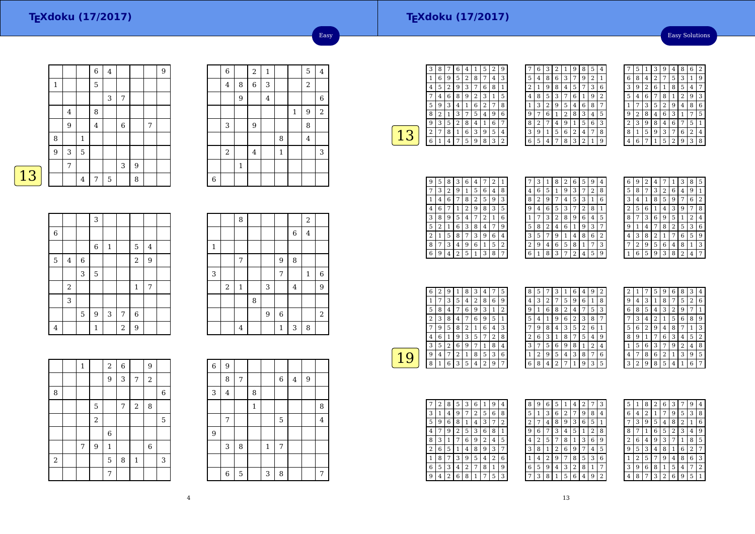## TEXdoku (17/2017)

Easy

13

| | | | 6 | 4 | | | | 9 |
|---|---|---|---|---|---|---|---|---|
| 1 | | | 5 | | | | | |
| | | | | 3 | 7 | | | |
| | 4 | | 8 | | | | | |
| | 9 | | 4 | | 6 | | 7 | |
| 8 | | 1 | | | | | | |
| 9 | 3 | 5 | | | | | | |
| | 7 | | | | 3 | 9 | | |
| | | 4 | 7 | 5 | | 8 | | |

| | 6 | | 2 | 1 | | | 5 | 4 |
|---|---|---|---|---|---|---|---|---|
| | 4 | 8 | 6 | 3 | | | 2 | |
| | | 9 | | 4 | | | | 6 |
| | | | | | | 1 | 9 | 2 |
| | 3 | | 9 | | | | 8 | |
| | | | | | 8 | | 4 | |
| | 2 | | 4 | | 1 | | | 3 |
| | | 1 | | | | | | |
| 6 | | | | | | | | |

| | | | 3 | | | | | |
|---|---|---|---|---|---|---|---|---|
| 6 | | | | | | | | |
| | | | 6 | 1 | | 5 | 4 | |
| 5 | 4 | 6 | | | | 2 | 9 | |
| | | 3 | 5 | | | | | |
| | 2 | | | | | 1 | 7 | |
| | 3 | | | | | | | |
| | | 5 | 9 | 3 | 7 | 6 | | |
| 4 | | | 1 | | 2 | 9 | | |

| | | 8 | | | | | 2 | |
|---|---|---|---|---|---|---|---|---|
| | | | | | | 6 | 4 | |
| 1 | | | | | | | | |
| | | 7 | | | 9 | 8 | | |
| 3 | | | | | 7 | | 1 | 6 |
| | 2 | 1 | | 3 | | 4 | | 9 |
| | | | 8 | | | | | |
| | | | | 9 | 6 | | | 2 |
| | | 4 | | | 1 | 3 | 8 | |

| | | 1 | | 2 | 6 | | 9 | |
|---|---|---|---|---|---|---|---|---|
| | | | | 9 | 3 | 7 | 2 | |
| 8 | | | | | | | | 6 |
| | | | 5 | | 7 | 2 | 8 | |
| | | | 2 | | | | | 5 |
| | | | | 6 | | | | |
| | | 7 | 9 | 1 | | | 6 | |
| 2 | | | | 5 | 8 | 1 | | 3 |
| | | | | 7 | | | | |

| 6 | 9 | | | | | | | |
|---|---|---|---|---|---|---|---|---|
| | 8 | 7 | | | 6 | 4 | 9 | |
| 3 | 4 | | 8 | | | | | |
| | | | 1 | | | | | 8 |
| | 7 | | | | 5 | | | 4 |
| 9 | | | | | | | | |
| | 3 | 8 | | 1 | 7 | | | |
| | | | | | | | | |
| | 6 | 5 | | 3 | 8 | | | 7 |

## TEXdoku (17/2017)

Easy Solutions

13

| 3 | 8 | 7 | 6 | 4 | 1 | 5 | 2 | 9 |
|---|---|---|---|---|---|---|---|---|
| 1 | 6 | 9 | 5 | 2 | 8 | 7 | 4 | 3 |
| 4 | 5 | 2 | 9 | 3 | 7 | 6 | 8 | 1 |
| 7 | 4 | 6 | 8 | 9 | 2 | 3 | 1 | 5 |
| 5 | 9 | 3 | 4 | 1 | 6 | 2 | 7 | 8 |
| 8 | 2 | 1 | 3 | 7 | 5 | 4 | 9 | 6 |
| 9 | 3 | 5 | 2 | 8 | 4 | 1 | 6 | 7 |
| 2 | 7 | 8 | 1 | 6 | 3 | 9 | 5 | 4 |
| 6 | 1 | 4 | 7 | 5 | 9 | 8 | 3 | 2 |

| 7 | 6 | 3 | 2 | 1 | 9 | 8 | 5 | 4 |
|---|---|---|---|---|---|---|---|---|
| 5 | 4 | 8 | 6 | 3 | 7 | 9 | 2 | 1 |
| 2 | 1 | 9 | 8 | 4 | 5 | 7 | 3 | 6 |
| 4 | 8 | 5 | 3 | 7 | 6 | 1 | 9 | 2 |
| 1 | 3 | 2 | 9 | 5 | 4 | 6 | 8 | 7 |
| 9 | 7 | 6 | 1 | 2 | 8 | 3 | 4 | 5 |
| 8 | 2 | 7 | 4 | 9 | 1 | 5 | 6 | 3 |
| 3 | 9 | 1 | 5 | 6 | 2 | 4 | 7 | 8 |
| 6 | 5 | 4 | 7 | 8 | 3 | 2 | 1 | 9 |

| 7 | 5 | 1 | 3 | 9 | 4 | 8 | 6 | 2 |
|---|---|---|---|---|---|---|---|---|
| 6 | 8 | 4 | 2 | 7 | 5 | 3 | 1 | 9 |
| 3 | 9 | 2 | 6 | 1 | 8 | 5 | 4 | 7 |
| 5 | 4 | 6 | 7 | 8 | 1 | 2 | 9 | 3 |
| 1 | 7 | 3 | 5 | 2 | 9 | 4 | 8 | 6 |
| 9 | 2 | 8 | 4 | 6 | 3 | 1 | 7 | 5 |
| 2 | 3 | 9 | 8 | 4 | 6 | 7 | 5 | 1 |
| 8 | 1 | 5 | 9 | 3 | 7 | 6 | 2 | 4 |
| 4 | 6 | 7 | 1 | 5 | 2 | 9 | 3 | 8 |

| 9 | 5 | 8 | 3 | 6 | 4 | 7 | 2 | 1 |
|---|---|---|---|---|---|---|---|---|
| 7 | 3 | 2 | 9 | 1 | 5 | 6 | 4 | 8 |
| 1 | 4 | 6 | 7 | 8 | 2 | 5 | 9 | 3 |
| 4 | 6 | 7 | 1 | 2 | 9 | 8 | 3 | 5 |
| 3 | 8 | 9 | 5 | 4 | 7 | 2 | 1 | 6 |
| 5 | 2 | 1 | 6 | 3 | 8 | 4 | 7 | 9 |
| 2 | 1 | 5 | 8 | 7 | 3 | 9 | 6 | 4 |
| 8 | 7 | 3 | 4 | 9 | 6 | 1 | 5 | 2 |
| 6 | 9 | 4 | 2 | 5 | 1 | 3 | 8 | 7 |

| 7 | 3 | 1 | 8 | 2 | 6 | 5 | 9 | 4 |
|---|---|---|---|---|---|---|---|---|
| 4 | 6 | 5 | 1 | 9 | 3 | 7 | 2 | 8 |
| 8 | 2 | 9 | 7 | 4 | 5 | 3 | 1 | 6 |
| 9 | 4 | 6 | 5 | 3 | 7 | 2 | 8 | 1 |
| 1 | 7 | 3 | 2 | 8 | 9 | 6 | 4 | 5 |
| 5 | 8 | 2 | 4 | 6 | 1 | 9 | 3 | 7 |
| 3 | 5 | 7 | 9 | 1 | 4 | 8 | 6 | 2 |
| 2 | 9 | 4 | 6 | 5 | 8 | 1 | 7 | 3 |
| 6 | 1 | 8 | 3 | 7 | 2 | 4 | 5 | 9 |

| 6 | 9 | 2 | 4 | 7 | 1 | 3 | 8 | 5 |
|---|---|---|---|---|---|---|---|---|
| 5 | 8 | 7 | 3 | 2 | 6 | 4 | 9 | 1 |
| 3 | 4 | 1 | 8 | 5 | 9 | 7 | 6 | 2 |
| 2 | 5 | 6 | 1 | 4 | 3 | 9 | 7 | 8 |
| 8 | 7 | 3 | 6 | 9 | 5 | 1 | 2 | 4 |
| 9 | 1 | 4 | 7 | 8 | 2 | 5 | 3 | 6 |
| 4 | 3 | 8 | 2 | 1 | 7 | 6 | 5 | 9 |
| 7 | 2 | 9 | 5 | 6 | 4 | 8 | 1 | 3 |
| 1 | 6 | 5 | 9 | 3 | 8 | 2 | 4 | 7 |

19

| 6 | 2 | 9 | 1 | 8 | 3 | 4 | 7 | 5 |
|---|---|---|---|---|---|---|---|---|
| 1 | 7 | 3 | 5 | 4 | 2 | 8 | 6 | 9 |
| 5 | 8 | 4 | 7 | 6 | 9 | 3 | 1 | 2 |
| 2 | 3 | 8 | 4 | 7 | 6 | 9 | 5 | 1 |
| 7 | 9 | 5 | 8 | 2 | 1 | 6 | 4 | 3 |
| 4 | 6 | 1 | 9 | 3 | 5 | 7 | 2 | 8 |
| 3 | 5 | 2 | 6 | 9 | 7 | 1 | 8 | 4 |
| 9 | 4 | 7 | 2 | 1 | 8 | 5 | 3 | 6 |
| 8 | 1 | 6 | 3 | 5 | 4 | 2 | 9 | 7 |

| 8 | 5 | 7 | 3 | 1 | 6 | 4 | 9 | 2 |
|---|---|---|---|---|---|---|---|---|
| 4 | 3 | 2 | 7 | 5 | 9 | 6 | 1 | 8 |
| 9 | 1 | 6 | 8 | 2 | 4 | 7 | 5 | 3 |
| 5 | 4 | 1 | 9 | 6 | 2 | 3 | 8 | 7 |
| 7 | 9 | 8 | 4 | 3 | 5 | 2 | 6 | 1 |
| 2 | 6 | 3 | 1 | 8 | 7 | 5 | 4 | 9 |
| 3 | 7 | 5 | 6 | 9 | 8 | 1 | 2 | 4 |
| 1 | 2 | 9 | 5 | 4 | 3 | 8 | 7 | 6 |
| 6 | 8 | 4 | 2 | 7 | 1 | 9 | 3 | 5 |

| 2 | 1 | 7 | 5 | 9 | 6 | 8 | 3 | 4 |
|---|---|---|---|---|---|---|---|---|
| 9 | 4 | 3 | 1 | 8 | 7 | 5 | 2 | 6 |
| 6 | 8 | 5 | 4 | 3 | 2 | 9 | 7 | 1 |
| 7 | 3 | 4 | 2 | 1 | 5 | 6 | 8 | 9 |
| 5 | 6 | 2 | 9 | 4 | 8 | 7 | 1 | 3 |
| 8 | 9 | 1 | 7 | 6 | 3 | 4 | 5 | 2 |
| 1 | 5 | 6 | 3 | 7 | 9 | 2 | 4 | 8 |
| 4 | 7 | 8 | 6 | 2 | 1 | 3 | 9 | 5 |
| 3 | 2 | 9 | 8 | 5 | 4 | 1 | 6 | 7 |

| 7 | 2 | 8 | 5 | 3 | 6 | 1 | 9 | 4 |
|---|---|---|---|---|---|---|---|---|
| 3 | 1 | 4 | 9 | 7 | 2 | 5 | 6 | 8 |
| 5 | 9 | 6 | 8 | 1 | 4 | 3 | 7 | 2 |
| 4 | 7 | 9 | 2 | 5 | 3 | 6 | 8 | 1 |
| 8 | 3 | 1 | 7 | 6 | 9 | 2 | 4 | 5 |
| 2 | 6 | 5 | 1 | 4 | 8 | 9 | 3 | 7 |
| 1 | 8 | 7 | 3 | 9 | 5 | 4 | 2 | 6 |
| 6 | 5 | 3 | 4 | 2 | 7 | 8 | 1 | 9 |
| 9 | 4 | 2 | 6 | 8 | 1 | 7 | 5 | 3 |

| 8 | 9 | 6 | 5 | 1 | 4 | 2 | 7 | 3 |
|---|---|---|---|---|---|---|---|---|
| 5 | 1 | 3 | 6 | 2 | 7 | 9 | 8 | 4 |
| 2 | 7 | 4 | 8 | 9 | 3 | 6 | 5 | 1 |
| 9 | 6 | 7 | 3 | 4 | 5 | 1 | 2 | 8 |
| 4 | 2 | 5 | 7 | 8 | 1 | 3 | 6 | 9 |
| 3 | 8 | 1 | 2 | 6 | 9 | 7 | 4 | 5 |
| 1 | 4 | 2 | 9 | 7 | 8 | 5 | 3 | 6 |
| 6 | 5 | 9 | 4 | 3 | 2 | 8 | 1 | 7 |
| 7 | 3 | 8 | 1 | 5 | 6 | 4 | 9 | 2 |

| 5 | 1 | 8 | 2 | 6 | 3 | 7 | 9 | 4 |
|---|---|---|---|---|---|---|---|---|
| 6 | 4 | 2 | 1 | 7 | 9 | 5 | 3 | 8 |
| 7 | 3 | 9 | 5 | 4 | 8 | 2 | 1 | 6 |
| 8 | 7 | 1 | 6 | 5 | 2 | 3 | 4 | 9 |
| 2 | 6 | 4 | 9 | 3 | 7 | 1 | 8 | 5 |
| 9 | 5 | 3 | 4 | 8 | 1 | 6 | 2 | 7 |
| 1 | 2 | 5 | 7 | 9 | 4 | 8 | 6 | 3 |
| 3 | 9 | 6 | 8 | 1 | 5 | 4 | 7 | 2 |
| 4 | 8 | 7 | 3 | 2 | 6 | 9 | 5 | 1 |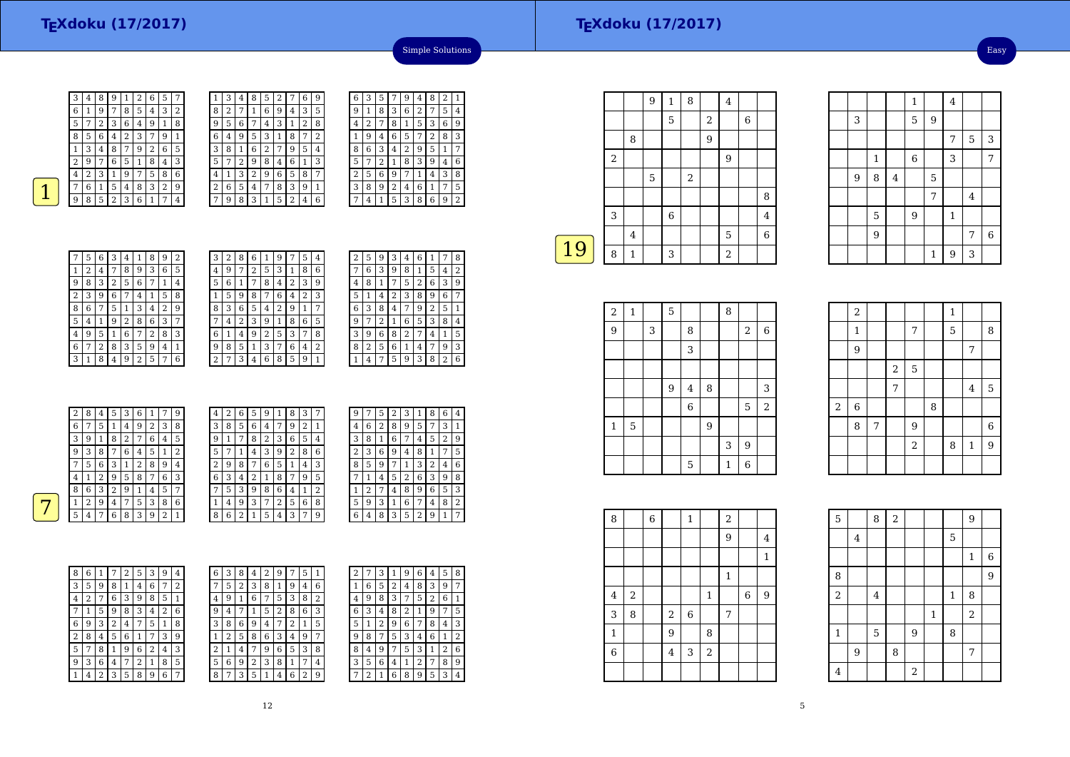# TEXdoku (17/2017)

## Simple Solutions

**1**

| 3 | 4 | 8 | 9 | 1 | 2 | 6 | 5 | 7 |
|---|---|---|---|---|---|---|---|---|
| 6 | 1 | 9 | 7 | 8 | 5 | 4 | 3 | 2 |
| 5 | 7 | 2 | 3 | 6 | 4 | 9 | 1 | 8 |
| 8 | 5 | 6 | 4 | 2 | 3 | 7 | 9 | 1 |
| 1 | 3 | 4 | 8 | 7 | 9 | 2 | 6 | 5 |
| 2 | 9 | 7 | 6 | 5 | 1 | 8 | 4 | 3 |
| 4 | 2 | 3 | 1 | 9 | 7 | 5 | 8 | 6 |
| 7 | 6 | 1 | 5 | 4 | 8 | 3 | 2 | 9 |
| 9 | 8 | 5 | 2 | 3 | 6 | 1 | 7 | 4 |

| 1 | 3 | 4 | 8 | 5 | 2 | 7 | 6 | 9 |
|---|---|---|---|---|---|---|---|---|
| 8 | 2 | 7 | 1 | 6 | 9 | 4 | 3 | 5 |
| 9 | 5 | 6 | 7 | 4 | 3 | 1 | 2 | 8 |
| 6 | 4 | 9 | 5 | 3 | 1 | 8 | 7 | 2 |
| 3 | 8 | 1 | 6 | 2 | 7 | 9 | 5 | 4 |
| 5 | 7 | 2 | 9 | 8 | 4 | 6 | 1 | 3 |
| 4 | 1 | 3 | 2 | 9 | 6 | 5 | 8 | 7 |
| 2 | 6 | 5 | 4 | 7 | 8 | 3 | 9 | 1 |
| 7 | 9 | 8 | 3 | 1 | 5 | 2 | 4 | 6 |

| 6 | 3 | 5 | 7 | 9 | 4 | 8 | 2 | 1 |
|---|---|---|---|---|---|---|---|---|
| 9 | 1 | 8 | 3 | 6 | 2 | 7 | 5 | 4 |
| 4 | 2 | 7 | 8 | 1 | 5 | 3 | 6 | 9 |
| 1 | 9 | 4 | 6 | 5 | 7 | 2 | 8 | 3 |
| 8 | 6 | 3 | 4 | 2 | 9 | 5 | 1 | 7 |
| 5 | 7 | 2 | 1 | 8 | 3 | 9 | 4 | 6 |
| 2 | 5 | 6 | 9 | 7 | 1 | 4 | 3 | 8 |
| 3 | 8 | 9 | 2 | 4 | 6 | 1 | 7 | 5 |
| 7 | 4 | 1 | 5 | 3 | 8 | 6 | 9 | 2 |

| 7 | 5 | 6 | 3 | 4 | 1 | 8 | 9 | 2 |
|---|---|---|---|---|---|---|---|---|
| 1 | 2 | 4 | 7 | 8 | 9 | 3 | 6 | 5 |
| 9 | 8 | 3 | 2 | 5 | 6 | 7 | 1 | 4 |
| 2 | 3 | 9 | 6 | 7 | 4 | 1 | 5 | 8 |
| 8 | 6 | 7 | 5 | 1 | 3 | 4 | 2 | 9 |
| 5 | 4 | 1 | 9 | 2 | 8 | 6 | 3 | 7 |
| 4 | 9 | 5 | 1 | 6 | 7 | 2 | 8 | 3 |
| 6 | 7 | 2 | 8 | 3 | 5 | 9 | 4 | 1 |
| 3 | 1 | 8 | 4 | 9 | 2 | 5 | 7 | 6 |

| 3 | 2 | 8 | 6 | 1 | 9 | 7 | 5 | 4 |
|---|---|---|---|---|---|---|---|---|
| 4 | 9 | 7 | 2 | 5 | 3 | 1 | 8 | 6 |
| 5 | 6 | 1 | 7 | 8 | 4 | 2 | 3 | 9 |
| 1 | 5 | 9 | 8 | 7 | 6 | 4 | 2 | 3 |
| 8 | 3 | 6 | 5 | 4 | 2 | 9 | 1 | 7 |
| 7 | 4 | 2 | 3 | 9 | 1 | 8 | 6 | 5 |
| 6 | 1 | 4 | 9 | 2 | 5 | 3 | 7 | 8 |
| 9 | 8 | 5 | 1 | 3 | 7 | 6 | 4 | 2 |
| 2 | 7 | 3 | 4 | 6 | 8 | 5 | 9 | 1 |

| 2 | 5 | 9 | 3 | 4 | 6 | 1 | 7 | 8 |
|---|---|---|---|---|---|---|---|---|
| 7 | 6 | 3 | 9 | 8 | 1 | 5 | 4 | 2 |
| 4 | 8 | 1 | 7 | 5 | 2 | 6 | 3 | 9 |
| 5 | 1 | 4 | 2 | 3 | 8 | 9 | 6 | 7 |
| 6 | 3 | 8 | 4 | 7 | 9 | 2 | 5 | 1 |
| 9 | 7 | 2 | 1 | 6 | 5 | 3 | 8 | 4 |
| 3 | 9 | 6 | 8 | 2 | 7 | 4 | 1 | 5 |
| 8 | 2 | 5 | 6 | 1 | 4 | 7 | 9 | 3 |
| 1 | 4 | 7 | 5 | 9 | 3 | 8 | 2 | 6 |

**7**

| 2 | 8 | 4 | 5 | 3 | 6 | 1 | 7 | 9 |
|---|---|---|---|---|---|---|---|---|
| 6 | 7 | 5 | 1 | 4 | 9 | 2 | 3 | 8 |
| 3 | 9 | 1 | 8 | 2 | 7 | 6 | 4 | 5 |
| 9 | 3 | 8 | 7 | 6 | 4 | 5 | 1 | 2 |
| 7 | 5 | 6 | 3 | 1 | 2 | 8 | 9 | 4 |
| 4 | 1 | 2 | 9 | 5 | 8 | 7 | 6 | 3 |
| 8 | 6 | 3 | 2 | 9 | 1 | 4 | 5 | 7 |
| 1 | 2 | 9 | 4 | 7 | 5 | 3 | 8 | 6 |
| 5 | 4 | 7 | 6 | 8 | 3 | 9 | 2 | 1 |

| 4 | 2 | 6 | 5 | 9 | 1 | 8 | 3 | 7 |
|---|---|---|---|---|---|---|---|---|
| 3 | 8 | 5 | 6 | 4 | 7 | 9 | 2 | 1 |
| 9 | 1 | 7 | 8 | 2 | 3 | 6 | 5 | 4 |
| 5 | 7 | 1 | 4 | 3 | 9 | 2 | 8 | 6 |
| 2 | 9 | 8 | 7 | 6 | 5 | 1 | 4 | 3 |
| 6 | 3 | 4 | 2 | 1 | 8 | 7 | 9 | 5 |
| 7 | 5 | 3 | 9 | 8 | 6 | 4 | 1 | 2 |
| 1 | 4 | 9 | 3 | 7 | 2 | 5 | 6 | 8 |
| 8 | 6 | 2 | 1 | 5 | 4 | 3 | 7 | 9 |

| 9 | 7 | 5 | 2 | 3 | 1 | 8 | 6 | 4 |
|---|---|---|---|---|---|---|---|---|
| 4 | 6 | 2 | 8 | 9 | 5 | 7 | 3 | 1 |
| 3 | 8 | 1 | 6 | 7 | 4 | 5 | 2 | 9 |
| 2 | 3 | 6 | 9 | 4 | 8 | 1 | 7 | 5 |
| 8 | 5 | 9 | 7 | 1 | 3 | 2 | 4 | 6 |
| 7 | 1 | 4 | 5 | 2 | 6 | 3 | 9 | 8 |
| 1 | 2 | 7 | 4 | 8 | 9 | 6 | 5 | 3 |
| 5 | 9 | 3 | 1 | 6 | 7 | 4 | 8 | 2 |
| 6 | 4 | 8 | 3 | 5 | 2 | 9 | 1 | 7 |

| 8 | 6 | 1 | 7 | 2 | 5 | 3 | 9 | 4 |
|---|---|---|---|---|---|---|---|---|
| 3 | 5 | 9 | 8 | 1 | 4 | 6 | 7 | 2 |
| 4 | 2 | 7 | 6 | 3 | 9 | 8 | 5 | 1 |
| 7 | 1 | 5 | 9 | 8 | 3 | 4 | 2 | 6 |
| 6 | 9 | 3 | 2 | 4 | 7 | 5 | 1 | 8 |
| 2 | 8 | 4 | 5 | 6 | 1 | 7 | 3 | 9 |
| 5 | 7 | 8 | 1 | 9 | 6 | 2 | 4 | 3 |
| 9 | 3 | 6 | 4 | 7 | 2 | 1 | 8 | 5 |
| 1 | 4 | 2 | 3 | 5 | 8 | 9 | 6 | 7 |

| 6 | 3 | 8 | 4 | 2 | 9 | 7 | 5 | 1 |
|---|---|---|---|---|---|---|---|---|
| 7 | 5 | 2 | 3 | 8 | 1 | 9 | 4 | 6 |
| 4 | 9 | 1 | 6 | 7 | 5 | 3 | 8 | 2 |
| 9 | 4 | 7 | 1 | 5 | 2 | 8 | 6 | 3 |
| 3 | 8 | 6 | 9 | 4 | 7 | 2 | 1 | 5 |
| 1 | 2 | 5 | 8 | 6 | 3 | 4 | 9 | 7 |
| 2 | 1 | 4 | 7 | 9 | 6 | 5 | 3 | 8 |
| 5 | 6 | 9 | 2 | 3 | 8 | 1 | 7 | 4 |
| 8 | 7 | 3 | 5 | 1 | 4 | 6 | 2 | 9 |

| 2 | 7 | 3 | 1 | 9 | 6 | 4 | 5 | 8 |
|---|---|---|---|---|---|---|---|---|
| 1 | 6 | 5 | 2 | 4 | 8 | 3 | 9 | 7 |
| 4 | 9 | 8 | 3 | 7 | 5 | 2 | 6 | 1 |
| 6 | 3 | 4 | 8 | 2 | 1 | 9 | 7 | 5 |
| 5 | 1 | 2 | 9 | 6 | 7 | 8 | 4 | 3 |
| 9 | 8 | 7 | 5 | 3 | 4 | 6 | 1 | 2 |
| 8 | 4 | 9 | 7 | 5 | 3 | 1 | 2 | 6 |
| 3 | 5 | 6 | 4 | 1 | 2 | 7 | 8 | 9 |
| 7 | 2 | 1 | 6 | 8 | 9 | 5 | 3 | 4 |

# TEXdoku (17/2017)

## Easy

**19**

|   |   | 9 | 1 | 8 |   | 4 |   |   |
|---|---|---|---|---|---|---|---|---|
|   |   |   | 5 |   | 2 |   | 6 |   |
|   | 8 |   |   |   | 9 |   |   |   |
| 2 |   |   |   |   |   | 9 |   |   |
|   |   | 5 |   | 2 |   |   |   |   |
|   |   |   |   |   |   |   |   | 8 |
| 3 |   |   | 6 |   |   |   |   | 4 |
|   | 4 |   |   |   |   | 5 |   | 6 |
| 8 | 1 |   | 3 |   |   | 2 |   |   |

|   |   |   |   | 1 |   | 4 |   |   |
|---|---|---|---|---|---|---|---|---|
|   | 3 |   |   | 5 | 9 |   |   |   |
|   |   |   |   |   |   | 7 | 5 | 3 |
|   |   | 1 |   | 6 |   | 3 |   | 7 |
|   | 9 | 8 | 4 |   | 5 |   |   |   |
|   |   |   |   |   | 7 |   | 4 |   |
|   |   | 5 |   | 9 |   | 1 |   |   |
|   |   | 9 |   |   |   |   | 7 | 6 |
|   |   |   |   |   | 1 | 9 | 3 |   |

| 2 | 1 |   | 5 |   |   | 8 |   |   |
|---|---|---|---|---|---|---|---|---|
| 9 |   | 3 |   | 8 |   |   | 2 | 6 |
|   |   |   |   | 3 |   |   |   |   |
|   |   |   |   |   |   |   |   |   |
|   |   |   | 9 | 4 | 8 |   |   | 3 |
|   |   |   |   | 6 |   |   | 5 | 2 |
| 1 | 5 |   |   |   | 9 |   |   |   |
|   |   |   |   |   |   | 3 | 9 |   |
|   |   |   |   | 5 |   | 1 | 6 |   |

|   | 2 |   |   |   |   | 1 |   |   |
|---|---|---|---|---|---|---|---|---|
|   | 1 |   |   | 7 |   | 5 |   | 8 |
|   | 9 |   |   |   |   |   | 7 |   |
|   |   |   | 2 | 5 |   |   |   |   |
|   |   |   | 7 |   |   |   | 4 | 5 |
| 2 | 6 |   |   |   | 8 |   |   |   |
|   | 8 | 7 |   | 9 |   |   |   | 6 |
|   |   |   |   | 2 |   | 8 | 1 | 9 |
|   |   |   |   |   |   |   |   |   |

| 8 |   | 6 |   | 1 |   | 2 |   |   |
|---|---|---|---|---|---|---|---|---|
|   |   |   |   |   |   | 9 |   | 4 |
|   |   |   |   |   |   |   |   | 1 |
|   |   |   |   |   |   | 1 |   |   |
| 4 | 2 |   |   |   | 1 |   | 6 | 9 |
| 3 | 8 |   | 2 | 6 |   | 7 |   |   |
| 1 |   |   | 9 |   | 8 |   |   |   |
| 6 |   |   | 4 | 3 | 2 |   |   |   |
|   |   |   |   |   |   |   |   |   |

| 5 |   | 8 | 2 |   |   |   | 9 |   |
|---|---|---|---|---|---|---|---|---|
|   | 4 |   |   |   |   | 5 |   |   |
|   |   |   |   |   |   |   | 1 | 6 |
| 8 |   |   |   |   |   |   |   | 9 |
| 2 |   | 4 |   |   |   | 1 | 8 |   |
|   |   |   |   |   | 1 |   | 2 |   |
| 1 |   | 5 |   | 9 |   | 8 |   |   |
|   | 9 |   | 8 |   |   |   | 7 |   |
| 4 |   |   |   | 2 |   |   |   |   |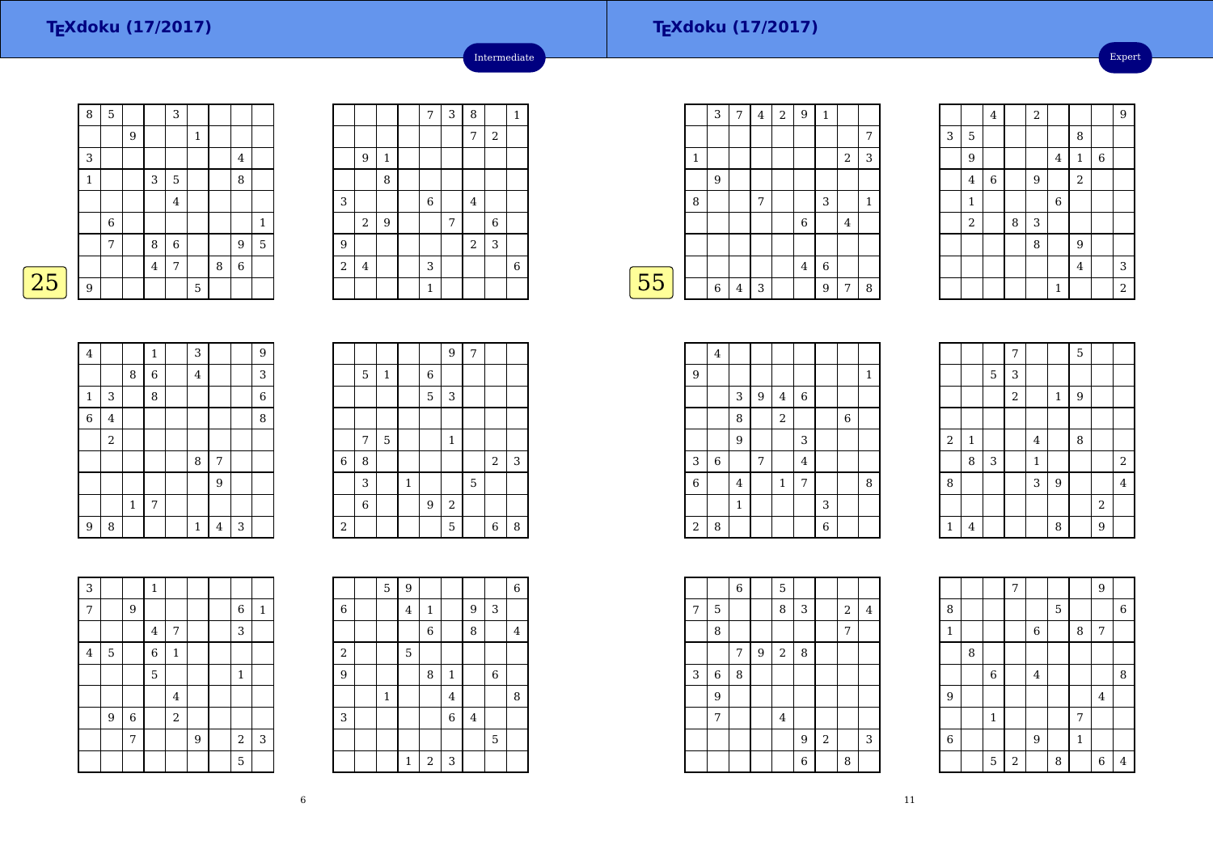## TEXdoku (17/2017)

Intermediate

25

| 8 | 5 |   |   | 3 |   |   |   |   |
|---|---|---|---|---|---|---|---|---|
|   |   | 9 |   |   | 1 |   |   |   |
| 3 |   |   |   |   |   |   | 4 |   |
| 1 |   |   | 3 | 5 |   |   | 8 |   |
|   |   |   |   | 4 |   |   |   |   |
|   | 6 |   |   |   |   |   |   | 1 |
|   | 7 |   | 8 | 6 |   |   | 9 | 5 |
|   |   |   | 4 | 7 |   | 8 | 6 |   |
| 9 |   |   |   |   | 5 |   |   |   |

|   |   |   |   | 7 | 3 | 8 |   | 1 |
|---|---|---|---|---|---|---|---|---|
|   |   |   |   |   |   | 7 | 2 |   |
|   | 9 | 1 |   |   |   |   |   |   |
|   |   | 8 |   |   |   |   |   |   |
| 3 |   |   |   | 6 |   | 4 |   |   |
|   | 2 | 9 |   |   | 7 |   | 6 |   |
| 9 |   |   |   |   |   | 2 | 3 |   |
| 2 | 4 |   |   | 3 |   |   |   | 6 |
|   |   |   |   | 1 |   |   |   |   |

| 4 |   |   | 1 |   | 3 |   |   | 9 |
|---|---|---|---|---|---|---|---|---|
|   |   | 8 | 6 |   | 4 |   |   | 3 |
| 1 | 3 |   | 8 |   |   |   |   | 6 |
| 6 | 4 |   |   |   |   |   |   | 8 |
|   | 2 |   |   |   |   |   |   |   |
|   |   |   |   |   | 8 | 7 |   |   |
|   |   |   |   |   |   | 9 |   |   |
|   |   | 1 | 7 |   |   |   |   |   |
| 9 | 8 |   |   |   | 1 | 4 | 3 |   |

|   |   |   |   |   | 9 | 7 |   |   |
|---|---|---|---|---|---|---|---|---|
|   | 5 | 1 |   | 6 |   |   |   |   |
|   |   |   |   | 5 | 3 |   |   |   |
|   |   |   |   |   |   |   |   |   |
|   | 7 | 5 |   |   | 1 |   |   |   |
| 6 | 8 |   |   |   |   |   | 2 | 3 |
|   | 3 |   | 1 |   |   | 5 |   |   |
|   | 6 |   |   | 9 | 2 |   |   |   |
| 2 |   |   |   |   | 5 |   | 6 | 8 |

| 3 |   |   | 1 |   |   |   |   |   |
|---|---|---|---|---|---|---|---|---|
| 7 |   | 9 |   |   |   |   | 6 | 1 |
|   |   |   | 4 | 7 |   |   | 3 |   |
| 4 | 5 |   | 6 | 1 |   |   |   |   |
|   |   |   | 5 |   |   |   | 1 |   |
|   |   |   |   | 4 |   |   |   |   |
|   | 9 | 6 |   | 2 |   |   |   |   |
|   |   | 7 |   |   | 9 |   | 2 | 3 |
|   |   |   |   |   |   |   | 5 |   |

|   |   | 5 | 9 |   |   |   |   | 6 |
|---|---|---|---|---|---|---|---|---|
| 6 |   |   | 4 | 1 |   | 9 | 3 |   |
|   |   |   |   | 6 |   | 8 |   | 4 |
| 2 |   |   | 5 |   |   |   |   |   |
| 9 |   |   |   | 8 | 1 |   | 6 |   |
|   |   | 1 |   |   | 4 |   |   | 8 |
| 3 |   |   |   |   | 6 | 4 |   |   |
|   |   |   |   |   |   |   | 5 |   |
|   |   |   | 1 | 2 | 3 |   |   |   |

## TEXdoku (17/2017)

Expert

55

|   | 3 | 7 | 4 | 2 | 9 | 1 |   |   |
|---|---|---|---|---|---|---|---|---|
|   |   |   |   |   |   |   |   | 7 |
| 1 |   |   |   |   |   |   | 2 | 3 |
|   | 9 |   |   |   |   |   |   |   |
| 8 |   |   | 7 |   |   | 3 |   | 1 |
|   |   |   |   |   | 6 |   | 4 |   |
|   |   |   |   |   |   |   |   |   |
|   |   |   |   |   | 4 | 6 |   |   |
|   | 6 | 4 | 3 |   |   | 9 | 7 | 8 |

|   |   | 4 |   | 2 |   |   |   | 9 |
|---|---|---|---|---|---|---|---|---|
| 3 | 5 |   |   |   |   | 8 |   |   |
|   | 9 |   |   |   | 4 | 1 | 6 |   |
|   | 4 | 6 |   | 9 |   | 2 |   |   |
|   | 1 |   |   |   | 6 |   |   |   |
|   | 2 |   | 8 | 3 |   |   |   |   |
|   |   |   |   | 8 |   | 9 |   |   |
|   |   |   |   |   |   | 4 |   | 3 |
|   |   |   |   |   | 1 |   |   | 2 |

|   | 4 |   |   |   |   |   |   |   |
|---|---|---|---|---|---|---|---|---|
| 9 |   |   |   |   |   |   |   | 1 |
|   |   | 3 | 9 | 4 | 6 |   |   |   |
|   |   | 8 |   | 2 |   |   | 6 |   |
|   |   | 9 |   |   | 3 |   |   |   |
| 3 | 6 |   | 7 |   | 4 |   |   |   |
| 6 |   | 4 |   | 1 | 7 |   |   | 8 |
|   |   | 1 |   |   |   | 3 |   |   |
| 2 | 8 |   |   |   |   | 6 |   |   |

|   |   |   | 7 |   |   | 5 |   |   |
|---|---|---|---|---|---|---|---|---|
|   |   | 5 | 3 |   |   |   |   |   |
|   |   |   | 2 |   | 1 | 9 |   |   |
|   |   |   |   |   |   |   |   |   |
| 2 | 1 |   |   | 4 |   | 8 |   |   |
|   | 8 | 3 |   | 1 |   |   |   | 2 |
| 8 |   |   |   | 3 | 9 |   |   | 4 |
|   |   |   |   |   |   |   | 2 |   |
| 1 | 4 |   |   |   | 8 |   | 9 |   |

|   |   | 6 |   | 5 |   |   |   |   |
|---|---|---|---|---|---|---|---|---|
| 7 | 5 |   |   | 8 | 3 |   | 2 | 4 |
|   | 8 |   |   |   |   |   | 7 |   |
|   |   | 7 | 9 | 2 | 8 |   |   |   |
| 3 | 6 | 8 |   |   |   |   |   |   |
|   | 9 |   |   |   |   |   |   |   |
|   | 7 |   |   | 4 |   |   |   |   |
|   |   |   |   |   | 9 | 2 |   | 3 |
|   |   |   |   |   | 6 |   | 8 |   |

|   |   |   | 7 |   |   |   | 9 |   |
|---|---|---|---|---|---|---|---|---|
| 8 |   |   |   |   | 5 |   |   | 6 |
| 1 |   |   |   | 6 |   | 8 | 7 |   |
|   | 8 |   |   |   |   |   |   |   |
|   |   | 6 |   | 4 |   |   |   | 8 |
| 9 |   |   |   |   |   |   | 4 |   |
|   |   | 1 |   |   |   | 7 |   |   |
| 6 |   |   |   | 9 |   | 1 |   |   |
|   |   | 5 | 2 |   | 8 |   | 6 | 4 |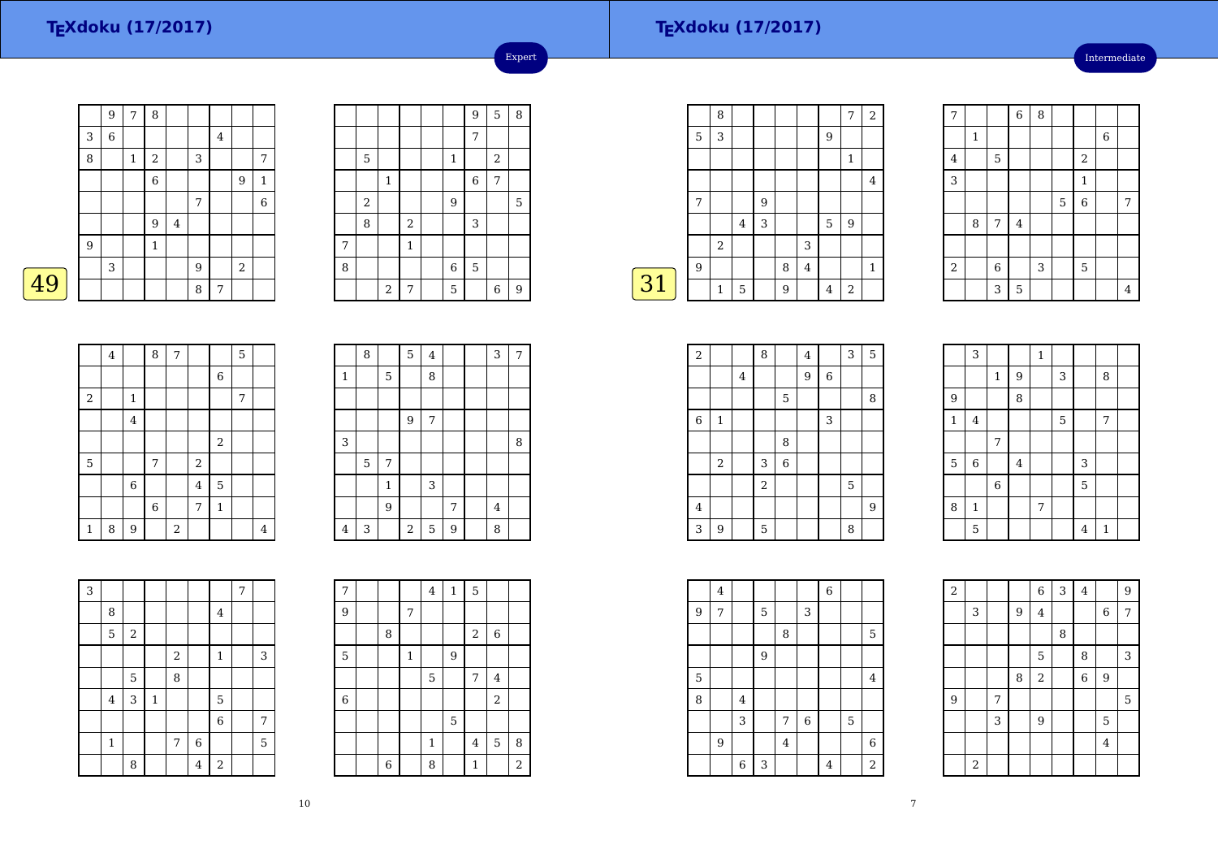# TEXdoku (17/2017)

Expert

49

| | 9 | 7 | 8 | | | | | |
|---|---|---|---|---|---|---|---|---|
| 3 | 6 | | | | | 4 | | |
| 8 | | 1 | 2 | | 3 | | | 7 |
| | | | 6 | | | | 9 | 1 |
| | | | | | 7 | | | 6 |
| | | | 9 | 4 | | | | |
| 9 | | | 1 | | | | | |
| | 3 | | | | 9 | | 2 | |
| | | | | | 8 | 7 | | |

| | | | | | | 9 | 5 | 8 |
|---|---|---|---|---|---|---|---|---|
| | | | | | | 7 | | |
| | 5 | | | | 1 | | 2 | |
| | | 1 | | | | 6 | 7 | |
| | 2 | | | | 9 | | | 5 |
| | 8 | | 2 | | | 3 | | |
| 7 | | | 1 | | | | | |
| 8 | | | | | 6 | 5 | | |
| | | 2 | 7 | | 5 | | 6 | 9 |

| | 4 | | 8 | 7 | | | 5 | |
|---|---|---|---|---|---|---|---|---|
| | | | | | | 6 | | |
| 2 | | 1 | | | | | 7 | |
| | | 4 | | | | | | |
| | | | | | | 2 | | |
| 5 | | | 7 | | 2 | | | |
| | | 6 | | | 4 | 5 | | |
| | | | 6 | | 7 | 1 | | |
| 1 | 8 | 9 | | 2 | | | | 4 |

| | 8 | | 5 | 4 | | | 3 | 7 |
|---|---|---|---|---|---|---|---|---|
| 1 | | 5 | | 8 | | | | |
| | | | | | | | | |
| | | | 9 | 7 | | | | |
| 3 | | | | | | | | 8 |
| | 5 | 7 | | | | | | |
| | | 1 | | 3 | | | | |
| | | 9 | | | 7 | | 4 | |
| 4 | 3 | | 2 | 5 | 9 | | 8 | |

| 3 | | | | | | | 7 | |
|---|---|---|---|---|---|---|---|---|
| | 8 | | | | | 4 | | |
| | 5 | 2 | | | | | | |
| | | | | 2 | | 1 | | 3 |
| | | 5 | | 8 | | | | |
| | 4 | 3 | 1 | | | 5 | | |
| | | | | | | 6 | | 7 |
| | 1 | | | 7 | 6 | | | 5 |
| | | 8 | | | 4 | 2 | | |

| 7 | | | | 4 | 1 | 5 | | |
|---|---|---|---|---|---|---|---|---|
| 9 | | | 7 | | | | | |
| | | 8 | | | | 2 | 6 | |
| 5 | | | 1 | | 9 | | | |
| | | | | 5 | | 7 | 4 | |
| 6 | | | | | | | 2 | |
| | | | | | 5 | | | |
| | | | | 1 | | 4 | 5 | 8 |
| | | 6 | | 8 | | 1 | | 2 |

# TEXdoku (17/2017)

Intermediate

31

| | 8 | | | | | | 7 | 2 |
|---|---|---|---|---|---|---|---|---|
| 5 | 3 | | | | | 9 | | |
| | | | | | | | 1 | |
| | | | | | | | | 4 |
| 7 | | | 9 | | | | | |
| | | 4 | 3 | | | 5 | 9 | |
| | 2 | | | | 3 | | | |
| 9 | | | | 8 | 4 | | | 1 |
| | 1 | 5 | | 9 | | 4 | 2 | |

| 7 | | | 6 | 8 | | | | |
|---|---|---|---|---|---|---|---|---|
| | 1 | | | | | | 6 | |
| 4 | | 5 | | | | 2 | | |
| 3 | | | | | | 1 | | |
| | | | | | 5 | 6 | | 7 |
| | 8 | 7 | 4 | | | | | |
| | | | | | | | | |
| 2 | | 6 | | 3 | | 5 | | |
| | | 3 | 5 | | | | | 4 |

| 2 | | | 8 | | 4 | | 3 | 5 |
|---|---|---|---|---|---|---|---|---|
| | | 4 | | | 9 | 6 | | |
| | | | | 5 | | | | 8 |
| 6 | 1 | | | | | 3 | | |
| | | | | 8 | | | | |
| | 2 | | 3 | 6 | | | | |
| | | | 2 | | | | 5 | |
| 4 | | | | | | | | 9 |
| 3 | 9 | | 5 | | | | 8 | |

| | 3 | | | 1 | | | | |
|---|---|---|---|---|---|---|---|---|
| | | 1 | 9 | | 3 | | 8 | |
| 9 | | | 8 | | | | | |
| 1 | 4 | | | | 5 | | 7 | |
| | | 7 | | | | | | |
| 5 | 6 | | 4 | | | 3 | | |
| | | 6 | | | | 5 | | |
| 8 | 1 | | | 7 | | | | |
| | 5 | | | | | 4 | 1 | |

| | 4 | | | | | 6 | | |
|---|---|---|---|---|---|---|---|---|
| 9 | 7 | | 5 | | 3 | | | |
| | | | | 8 | | | | 5 |
| | | | 9 | | | | | |
| 5 | | | | | | | | 4 |
| 8 | | 4 | | | | | | |
| | | 3 | | 7 | 6 | | 5 | |
| | 9 | | | 4 | | | | 6 |
| | | 6 | 3 | | | 4 | | 2 |

| 2 | | | | 6 | 3 | 4 | | 9 |
|---|---|---|---|---|---|---|---|---|
| | 3 | | 9 | 4 | | | 6 | 7 |
| | | | | | 8 | | | |
| | | | | 5 | | 8 | | 3 |
| | | | 8 | 2 | | 6 | 9 | |
| 9 | | 7 | | | | | | 5 |
| | | 3 | | 9 | | | 5 | |
| | | | | | | | 4 | |
| | 2 | | | | | | | |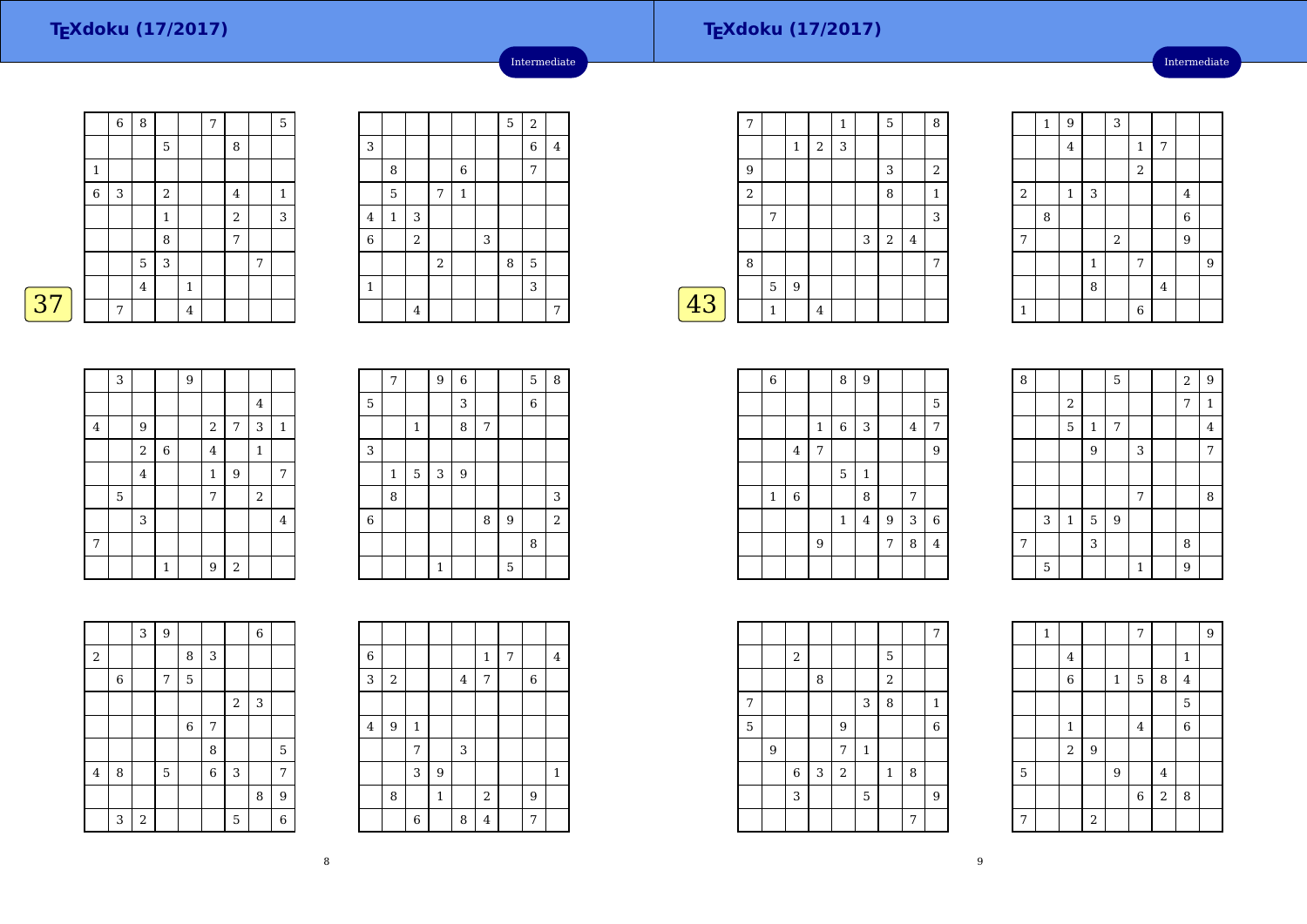# TEXdoku (17/2017)

Intermediate

37

| | | | | | | | | |
|---|---|---|---|---|---|---|---|---|
| | 6 | 8 | | | 7 | | | 5 |
| | | | 5 | | | 8 | | |
| 1 | | | | | | | | |
| 6 | 3 | | 2 | | | 4 | | 1 |
| | | | 1 | | | 2 | | 3 |
| | | | 8 | | | 7 | | |
| | | 5 | 3 | | | | 7 | |
| | | 4 | | 1 | | | | |
| | 7 | | | 4 | | | | |

| | | | | | | | | |
|---|---|---|---|---|---|---|---|---|
| | | | | | | 5 | 2 | |
| 3 | | | | | | | 6 | 4 |
| | 8 | | | 6 | | | 7 | |
| | 5 | | 7 | 1 | | | | |
| 4 | 1 | 3 | | | | | | |
| 6 | | 2 | | | 3 | | | |
| | | | 2 | | | 8 | 5 | |
| 1 | | | | | | | 3 | |
| | | 4 | | | | | | 7 |

| | | | | | | | | |
|---|---|---|---|---|---|---|---|---|
| | 3 | | | 9 | | | | |
| | | | | | | | 4 | |
| 4 | | 9 | | | 2 | 7 | 3 | 1 |
| | | 2 | 6 | | 4 | | 1 | |
| | | 4 | | | 1 | 9 | | 7 |
| | 5 | | | | 7 | | 2 | |
| | | 3 | | | | | | 4 |
| 7 | | | | | | | | |
| | | | 1 | | 9 | 2 | | |

| | | | | | | | | |
|---|---|---|---|---|---|---|---|---|
| | 7 | | 9 | 6 | | | 5 | 8 |
| 5 | | | | 3 | | | 6 | |
| | | 1 | | 8 | 7 | | | |
| 3 | | | | | | | | |
| | 1 | 5 | 3 | 9 | | | | |
| | 8 | | | | | | | 3 |
| 6 | | | | | 8 | 9 | | 2 |
| | | | | | | | 8 | |
| | | | 1 | | | 5 | | |

| | | | | | | | | |
|---|---|---|---|---|---|---|---|---|
| | | 3 | 9 | | | | 6 | |
| 2 | | | | 8 | 3 | | | |
| | 6 | | 7 | 5 | | | | |
| | | | | | | 2 | 3 | |
| | | | | 6 | 7 | | | |
| | | | | | 8 | | | 5 |
| 4 | 8 | | 5 | | 6 | 3 | | 7 |
| | | | | | | | 8 | 9 |
| | 3 | 2 | | | | 5 | | 6 |

| | | | | | | | | |
|---|---|---|---|---|---|---|---|---|
| | | | | | | | | |
| 6 | | | | | 1 | 7 | | 4 |
| 3 | 2 | | | 4 | 7 | | 6 | |
| | | | | | | | | |
| 4 | 9 | 1 | | | | | | |
| | | 7 | | 3 | | | | |
| | | 3 | 9 | | | | | 1 |
| | 8 | | 1 | | 2 | | 9 | |
| | | 6 | | 8 | 4 | | 7 | |

# TEXdoku (17/2017)

Intermediate

43

| | | | | | | | | |
|---|---|---|---|---|---|---|---|---|
| 7 | | | | 1 | | 5 | | 8 |
| | | 1 | 2 | 3 | | | | |
| 9 | | | | | | 3 | | 2 |
| 2 | | | | | | 8 | | 1 |
| | 7 | | | | | | | 3 |
| | | | | | 3 | 2 | 4 | |
| 8 | | | | | | | | 7 |
| | 5 | 9 | | | | | | |
| | 1 | | 4 | | | | | |

| | | | | | | | | |
|---|---|---|---|---|---|---|---|---|
| | 1 | 9 | | 3 | | | | |
| | | 4 | | | 1 | 7 | | |
| | | | | | 2 | | | |
| 2 | | 1 | 3 | | | | 4 | |
| | 8 | | | | | | 6 | |
| 7 | | | | 2 | | | 9 | |
| | | | 1 | | 7 | | | 9 |
| | | | 8 | | | 4 | | |
| 1 | | | | | 6 | | | |

| | | | | | | | | |
|---|---|---|---|---|---|---|---|---|
| | 6 | | | 8 | 9 | | | |
| | | | | | | | | 5 |
| | | | 1 | 6 | 3 | | 4 | 7 |
| | | 4 | 7 | | | | | 9 |
| | | | | 5 | 1 | | | |
| | 1 | 6 | | | 8 | | 7 | |
| | | | | 1 | 4 | 9 | 3 | 6 |
| | | | 9 | | | 7 | 8 | 4 |
| | | | | | | | | |

| | | | | | | | | |
|---|---|---|---|---|---|---|---|---|
| 8 | | | | 5 | | | 2 | 9 |
| | | 2 | | | | | 7 | 1 |
| | | 5 | 1 | 7 | | | | 4 |
| | | | 9 | | 3 | | | 7 |
| | | | | | | | | |
| | | | | | 7 | | | 8 |
| | 3 | 1 | 5 | 9 | | | | |
| 7 | | | 3 | | | | 8 | |
| | 5 | | | | 1 | | 9 | |

| | | | | | | | | |
|---|---|---|---|---|---|---|---|---|
| | | | | | | | | 7 |
| | | 2 | | | | 5 | | |
| | | | 8 | | | 2 | | |
| 7 | | | | | 3 | 8 | | 1 |
| 5 | | | | 9 | | | | 6 |
| | 9 | | | 7 | 1 | | | |
| | | 6 | 3 | 2 | | 1 | 8 | |
| | | 3 | | | 5 | | | 9 |
| | | | | | | | 7 | |

| | | | | | | | | |
|---|---|---|---|---|---|---|---|---|
| | 1 | | | | 7 | | | 9 |
| | | 4 | | | | | 1 | |
| | | 6 | | 1 | 5 | 8 | 4 | |
| | | | | | | | 5 | |
| | | 1 | | | 4 | | 6 | |
| | | 2 | 9 | | | | | |
| 5 | | | | 9 | | 4 | | |
| | | | | | 6 | 2 | 8 | |
| 7 | | | 2 | | | | | |